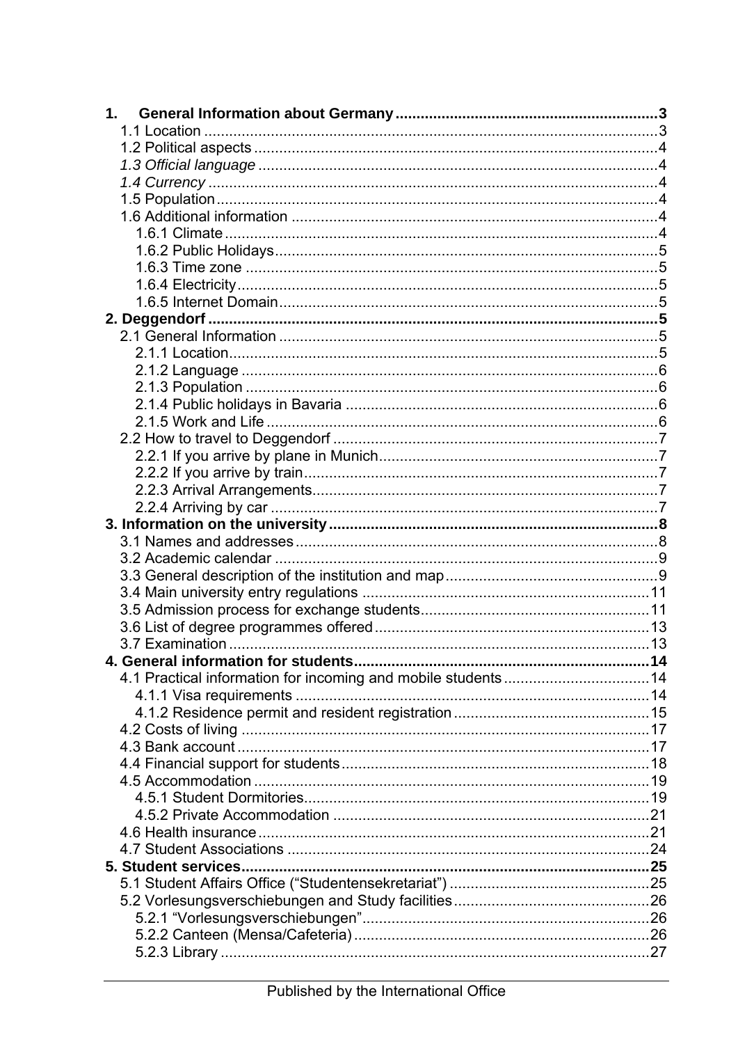- **1. General Information about Germany** .......... 3
  - 1.1 Location .......... 3
  - 1.2 Political aspects .......... 4
  - *1.3 Official language* .......... 4
  - *1.4 Currency* .......... 4
  - 1.5 Population .......... 4
  - 1.6 Additional information .......... 4
    - 1.6.1 Climate .......... 4
    - 1.6.2 Public Holidays .......... 5
    - 1.6.3 Time zone .......... 5
    - 1.6.4 Electricity .......... 5
    - 1.6.5 Internet Domain .......... 5
- **2. Deggendorf** .......... 5
  - 2.1 General Information .......... 5
    - 2.1.1 Location .......... 5
    - 2.1.2 Language .......... 6
    - 2.1.3 Population .......... 6
    - 2.1.4 Public holidays in Bavaria .......... 6
    - 2.1.5 Work and Life .......... 6
  - 2.2 How to travel to Deggendorf .......... 7
    - 2.2.1 If you arrive by plane in Munich .......... 7
    - 2.2.2 If you arrive by train .......... 7
    - 2.2.3 Arrival Arrangements .......... 7
    - 2.2.4 Arriving by car .......... 7
- **3. Information on the university** .......... 8
  - 3.1 Names and addresses .......... 8
  - 3.2 Academic calendar .......... 9
  - 3.3 General description of the institution and map .......... 9
  - 3.4 Main university entry regulations .......... 11
  - 3.5 Admission process for exchange students .......... 11
  - 3.6 List of degree programmes offered .......... 13
  - 3.7 Examination .......... 13
- **4. General information for students** .......... 14
  - 4.1 Practical information for incoming and mobile students .......... 14
    - 4.1.1 Visa requirements .......... 14
    - 4.1.2 Residence permit and resident registration .......... 15
  - 4.2 Costs of living .......... 17
  - 4.3 Bank account .......... 17
  - 4.4 Financial support for students .......... 18
  - 4.5 Accommodation .......... 19
    - 4.5.1 Student Dormitories .......... 19
    - 4.5.2 Private Accommodation .......... 21
  - 4.6 Health insurance .......... 21
  - 4.7 Student Associations .......... 24
- **5. Student services** .......... 25
  - 5.1 Student Affairs Office ("Studentensekretariat") .......... 25
  - 5.2 Vorlesungsverschiebungen and Study facilities .......... 26
    - 5.2.1 "Vorlesungsverschiebungen" .......... 26
    - 5.2.2 Canteen (Mensa/Cafeteria) .......... 26
    - 5.2.3 Library .......... 27

Published by the International Office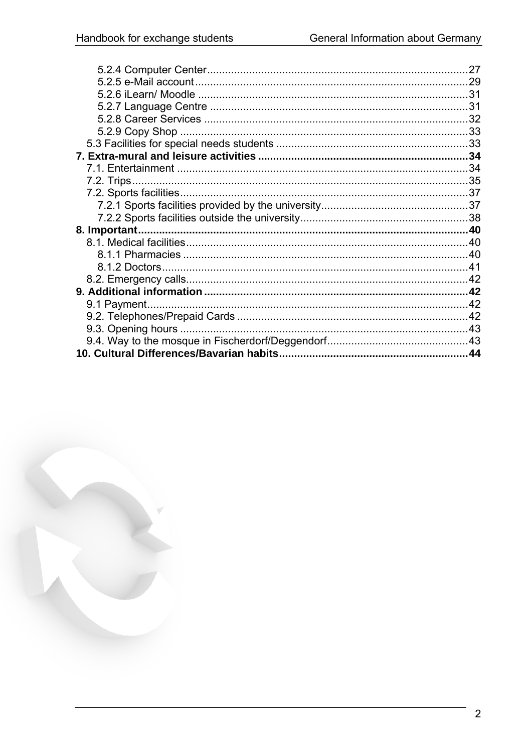5.2.4 Computer Center ........ 27
5.2.5 e-Mail account ........ 29
5.2.6 iLearn/ Moodle ........ 31
5.2.7 Language Centre ........ 31
5.2.8 Career Services ........ 32
5.2.9 Copy Shop ........ 33
5.3 Facilities for special needs students ........ 33

**7. Extra-mural and leisure activities ........ 34**

7.1. Entertainment ........ 34
7.2. Trips ........ 35
7.2. Sports facilities ........ 37
7.2.1 Sports facilities provided by the university ........ 37
7.2.2 Sports facilities outside the university ........ 38

**8. Important ........ 40**

8.1. Medical facilities ........ 40
8.1.1 Pharmacies ........ 40
8.1.2 Doctors ........ 41
8.2. Emergency calls ........ 42

**9. Additional information ........ 42**

9.1 Payment ........ 42
9.2. Telephones/Prepaid Cards ........ 42
9.3. Opening hours ........ 43
9.4. Way to the mosque in Fischerdorf/Deggendorf ........ 43

**10. Cultural Differences/Bavarian habits ........ 44**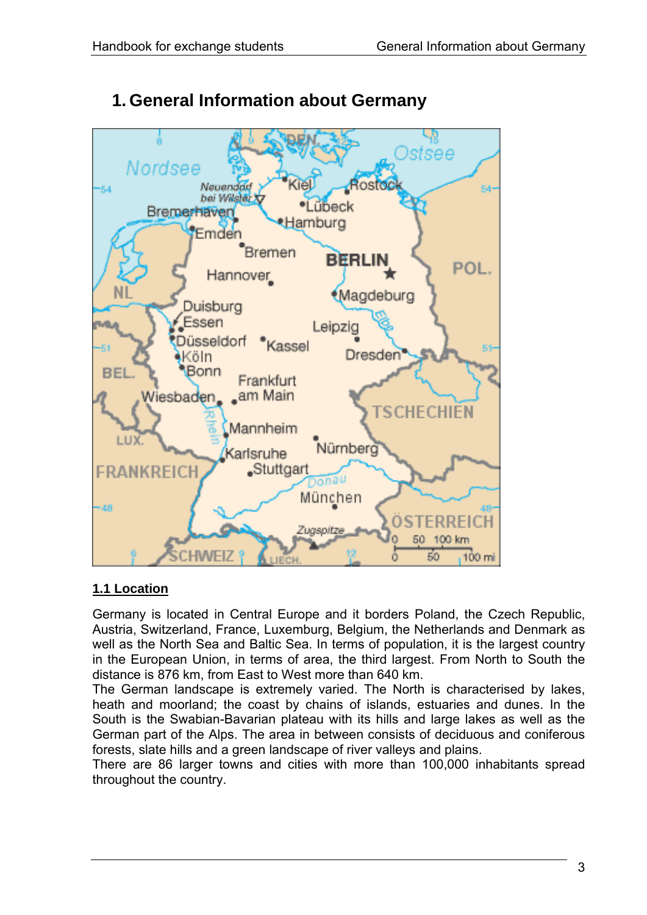# 1. General Information about Germany

## 1.1 Location

Germany is located in Central Europe and it borders Poland, the Czech Republic, Austria, Switzerland, France, Luxemburg, Belgium, the Netherlands and Denmark as well as the North Sea and Baltic Sea. In terms of population, it is the largest country in the European Union, in terms of area, the third largest. From North to South the distance is 876 km, from East to West more than 640 km.

The German landscape is extremely varied. The North is characterised by lakes, heath and moorland; the coast by chains of islands, estuaries and dunes. In the South is the Swabian-Bavarian plateau with its hills and large lakes as well as the German part of the Alps. The area in between consists of deciduous and coniferous forests, slate hills and a green landscape of river valleys and plains.

There are 86 larger towns and cities with more than 100,000 inhabitants spread throughout the country.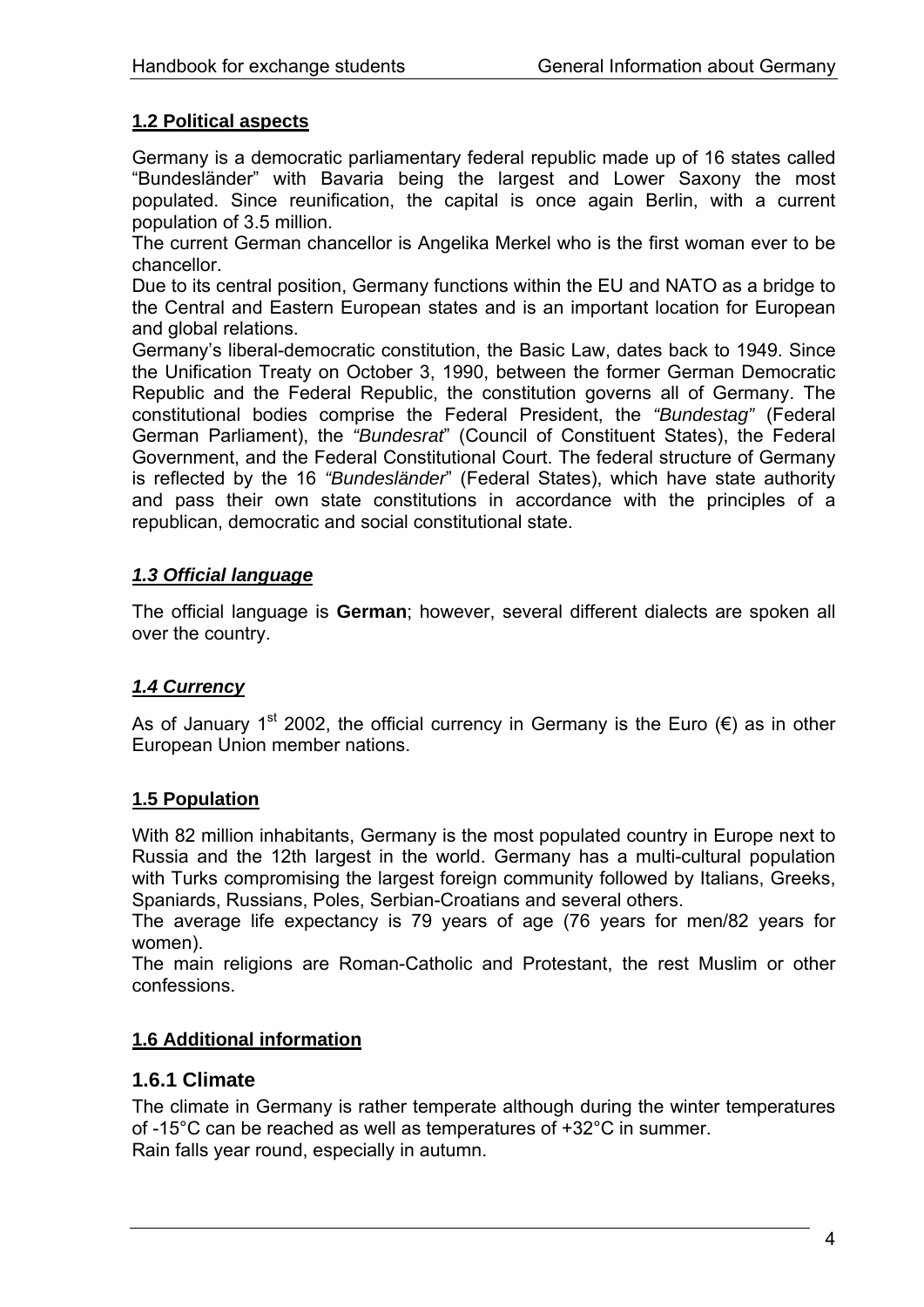## 1.2 Political aspects

Germany is a democratic parliamentary federal republic made up of 16 states called "Bundesländer" with Bavaria being the largest and Lower Saxony the most populated. Since reunification, the capital is once again Berlin, with a current population of 3.5 million.

The current German chancellor is Angelika Merkel who is the first woman ever to be chancellor.

Due to its central position, Germany functions within the EU and NATO as a bridge to the Central and Eastern European states and is an important location for European and global relations.

Germany's liberal-democratic constitution, the Basic Law, dates back to 1949. Since the Unification Treaty on October 3, 1990, between the former German Democratic Republic and the Federal Republic, the constitution governs all of Germany. The constitutional bodies comprise the Federal President, the *"Bundestag"* (Federal German Parliament), the *"Bundesrat"* (Council of Constituent States), the Federal Government, and the Federal Constitutional Court. The federal structure of Germany is reflected by the 16 *"Bundesländer"* (Federal States), which have state authority and pass their own state constitutions in accordance with the principles of a republican, democratic and social constitutional state.

## *1.3 Official language*

The official language is **German**; however, several different dialects are spoken all over the country.

## *1.4 Currency*

As of January 1st 2002, the official currency in Germany is the Euro (€) as in other European Union member nations.

## 1.5 Population

With 82 million inhabitants, Germany is the most populated country in Europe next to Russia and the 12th largest in the world. Germany has a multi-cultural population with Turks compromising the largest foreign community followed by Italians, Greeks, Spaniards, Russians, Poles, Serbian-Croatians and several others.

The average life expectancy is 79 years of age (76 years for men/82 years for women).

The main religions are Roman-Catholic and Protestant, the rest Muslim or other confessions.

## 1.6 Additional information

### 1.6.1 Climate

The climate in Germany is rather temperate although during the winter temperatures of -15°C can be reached as well as temperatures of +32°C in summer.
Rain falls year round, especially in autumn.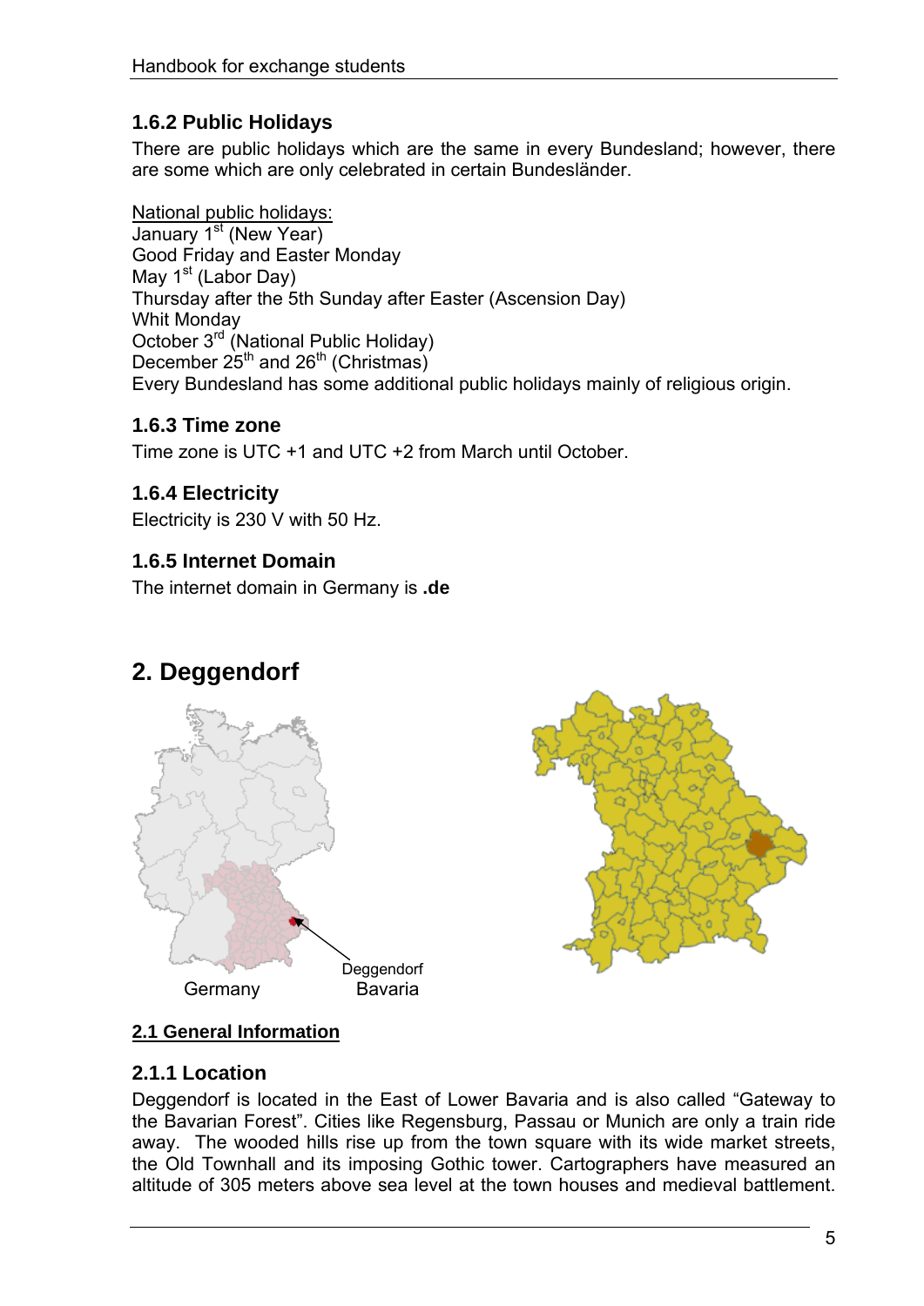### 1.6.2 Public Holidays

There are public holidays which are the same in every Bundesland; however, there are some which are only celebrated in certain Bundesländer.

National public holidays:
January 1st (New Year)
Good Friday and Easter Monday
May 1st (Labor Day)
Thursday after the 5th Sunday after Easter (Ascension Day)
Whit Monday
October 3rd (National Public Holiday)
December 25th and 26th (Christmas)
Every Bundesland has some additional public holidays mainly of religious origin.

### 1.6.3 Time zone

Time zone is UTC +1 and UTC +2 from March until October.

### 1.6.4 Electricity

Electricity is 230 V with 50 Hz.

### 1.6.5 Internet Domain

The internet domain in Germany is **.de**

# 2. Deggendorf

Germany — Deggendorf — Bavaria

## 2.1 General Information

### 2.1.1 Location

Deggendorf is located in the East of Lower Bavaria and is also called "Gateway to the Bavarian Forest". Cities like Regensburg, Passau or Munich are only a train ride away. The wooded hills rise up from the town square with its wide market streets, the Old Townhall and its imposing Gothic tower. Cartographers have measured an altitude of 305 meters above sea level at the town houses and medieval battlement.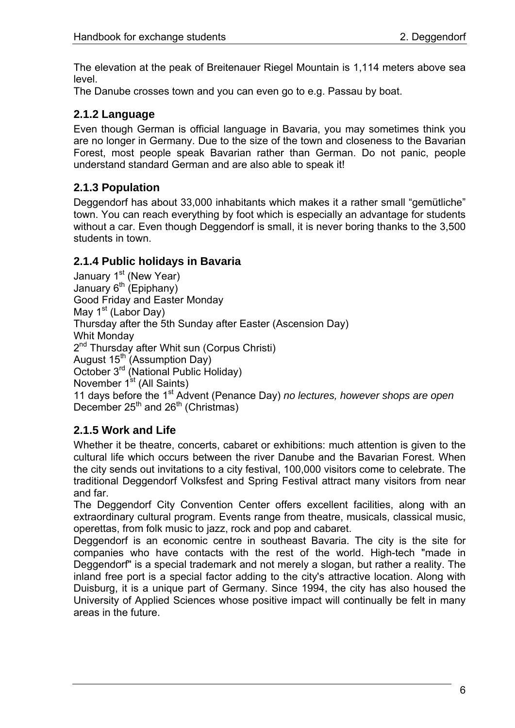The elevation at the peak of Breitenauer Riegel Mountain is 1,114 meters above sea level.

The Danube crosses town and you can even go to e.g. Passau by boat.

### 2.1.2 Language

Even though German is official language in Bavaria, you may sometimes think you are no longer in Germany. Due to the size of the town and closeness to the Bavarian Forest, most people speak Bavarian rather than German. Do not panic, people understand standard German and are also able to speak it!

### 2.1.3 Population

Deggendorf has about 33,000 inhabitants which makes it a rather small "gemütliche" town. You can reach everything by foot which is especially an advantage for students without a car. Even though Deggendorf is small, it is never boring thanks to the 3,500 students in town.

### 2.1.4 Public holidays in Bavaria

January 1st (New Year)
January 6th (Epiphany)
Good Friday and Easter Monday
May 1st (Labor Day)
Thursday after the 5th Sunday after Easter (Ascension Day)
Whit Monday
2nd Thursday after Whit sun (Corpus Christi)
August 15th (Assumption Day)
October 3rd (National Public Holiday)
November 1st (All Saints)
11 days before the 1st Advent (Penance Day) *no lectures, however shops are open*
December 25th and 26th (Christmas)

### 2.1.5 Work and Life

Whether it be theatre, concerts, cabaret or exhibitions: much attention is given to the cultural life which occurs between the river Danube and the Bavarian Forest. When the city sends out invitations to a city festival, 100,000 visitors come to celebrate. The traditional Deggendorf Volksfest and Spring Festival attract many visitors from near and far.

The Deggendorf City Convention Center offers excellent facilities, along with an extraordinary cultural program. Events range from theatre, musicals, classical music, operettas, from folk music to jazz, rock and pop and cabaret.

Deggendorf is an economic centre in southeast Bavaria. The city is the site for companies who have contacts with the rest of the world. High-tech "made in Deggendorf" is a special trademark and not merely a slogan, but rather a reality. The inland free port is a special factor adding to the city's attractive location. Along with Duisburg, it is a unique part of Germany. Since 1994, the city has also housed the University of Applied Sciences whose positive impact will continually be felt in many areas in the future.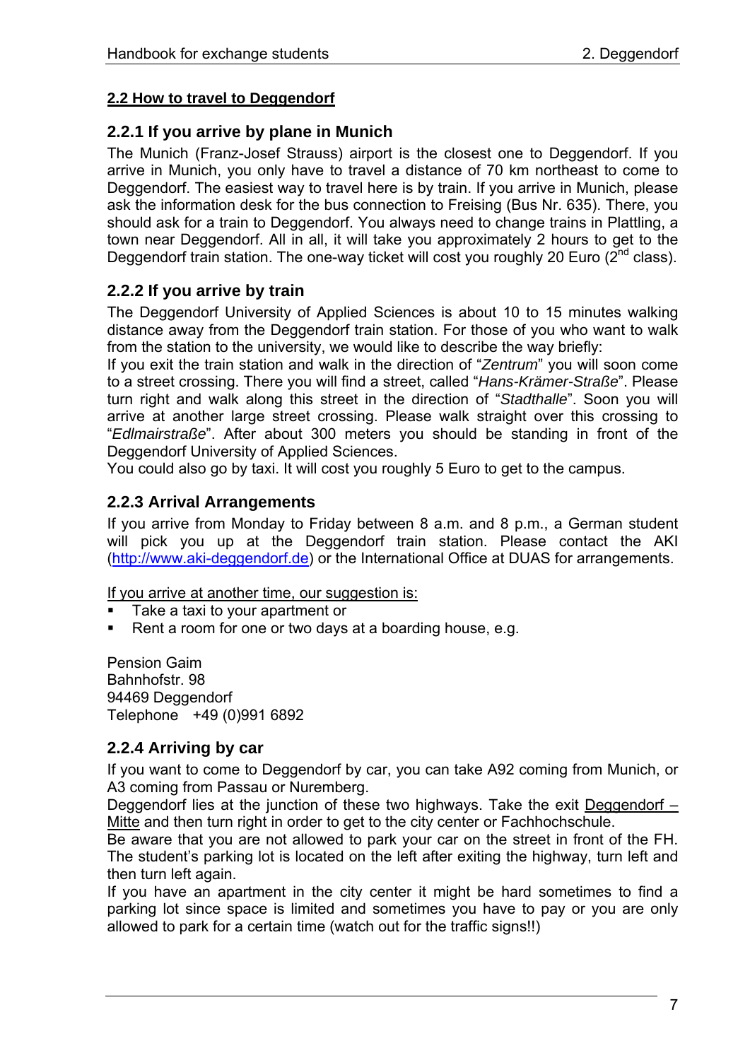## 2.2 How to travel to Deggendorf

### 2.2.1 If you arrive by plane in Munich

The Munich (Franz-Josef Strauss) airport is the closest one to Deggendorf. If you arrive in Munich, you only have to travel a distance of 70 km northeast to come to Deggendorf. The easiest way to travel here is by train. If you arrive in Munich, please ask the information desk for the bus connection to Freising (Bus Nr. 635). There, you should ask for a train to Deggendorf. You always need to change trains in Plattling, a town near Deggendorf. All in all, it will take you approximately 2 hours to get to the Deggendorf train station. The one-way ticket will cost you roughly 20 Euro (2nd class).

### 2.2.2 If you arrive by train

The Deggendorf University of Applied Sciences is about 10 to 15 minutes walking distance away from the Deggendorf train station. For those of you who want to walk from the station to the university, we would like to describe the way briefly:

If you exit the train station and walk in the direction of "*Zentrum*" you will soon come to a street crossing. There you will find a street, called "*Hans-Krämer-Straße*". Please turn right and walk along this street in the direction of "*Stadthalle*". Soon you will arrive at another large street crossing. Please walk straight over this crossing to "*Edlmairstraße*". After about 300 meters you should be standing in front of the Deggendorf University of Applied Sciences.

You could also go by taxi. It will cost you roughly 5 Euro to get to the campus.

### 2.2.3 Arrival Arrangements

If you arrive from Monday to Friday between 8 a.m. and 8 p.m., a German student will pick you up at the Deggendorf train station. Please contact the AKI (http://www.aki-deggendorf.de) or the International Office at DUAS for arrangements.

If you arrive at another time, our suggestion is:

- Take a taxi to your apartment or
- Rent a room for one or two days at a boarding house, e.g.

Pension Gaim
Bahnhofstr. 98
94469 Deggendorf
Telephone +49 (0)991 6892

### 2.2.4 Arriving by car

If you want to come to Deggendorf by car, you can take A92 coming from Munich, or A3 coming from Passau or Nuremberg.

Deggendorf lies at the junction of these two highways. Take the exit Deggendorf – Mitte and then turn right in order to get to the city center or Fachhochschule.

Be aware that you are not allowed to park your car on the street in front of the FH. The student's parking lot is located on the left after exiting the highway, turn left and then turn left again.

If you have an apartment in the city center it might be hard sometimes to find a parking lot since space is limited and sometimes you have to pay or you are only allowed to park for a certain time (watch out for the traffic signs!!)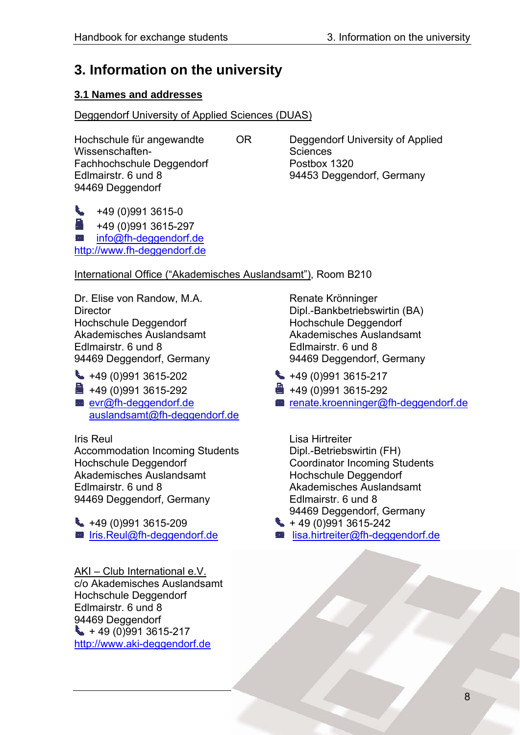# 3. Information on the university

## 3.1 Names and addresses

Deggendorf University of Applied Sciences (DUAS)

Hochschule für angewandte Wissenschaften-
Fachhochschule Deggendorf
Edlmairstr. 6 und 8
94469 Deggendorf

OR

Deggendorf University of Applied Sciences
Postbox 1320
94453 Deggendorf, Germany

Phone: +49 (0)991 3615-0
Fax: +49 (0)991 3615-297
E-mail: info@fh-deggendorf.de
http://www.fh-deggendorf.de

International Office ("Akademisches Auslandsamt"), Room B210

Dr. Elise von Randow, M.A.
Director
Hochschule Deggendorf
Akademisches Auslandsamt
Edlmairstr. 6 und 8
94469 Deggendorf, Germany

Phone: +49 (0)991 3615-202
Fax: +49 (0)991 3615-292
E-mail: evr@fh-deggendorf.de
auslandsamt@fh-deggendorf.de

Renate Krönninger
Dipl.-Bankbetriebswirtin (BA)
Hochschule Deggendorf
Akademisches Auslandsamt
Edlmairstr. 6 und 8
94469 Deggendorf, Germany

Phone: +49 (0)991 3615-217
Fax: +49 (0)991 3615-292
E-mail: renate.kroenninger@fh-deggendorf.de

Iris Reul
Accommodation Incoming Students
Hochschule Deggendorf
Akademisches Auslandsamt
Edlmairstr. 6 und 8
94469 Deggendorf, Germany

Phone: +49 (0)991 3615-209
E-mail: Iris.Reul@fh-deggendorf.de

Lisa Hirtreiter
Dipl.-Betriebswirtin (FH)
Coordinator Incoming Students
Hochschule Deggendorf
Akademisches Auslandsamt
Edlmairstr. 6 und 8
94469 Deggendorf, Germany

Phone: + 49 (0)991 3615-242
E-mail: lisa.hirtreiter@fh-deggendorf.de

AKI – Club International e.V.
c/o Akademisches Auslandsamt
Hochschule Deggendorf
Edlmairstr. 6 und 8
94469 Deggendorf

Phone: + 49 (0)991 3615-217
http://www.aki-deggendorf.de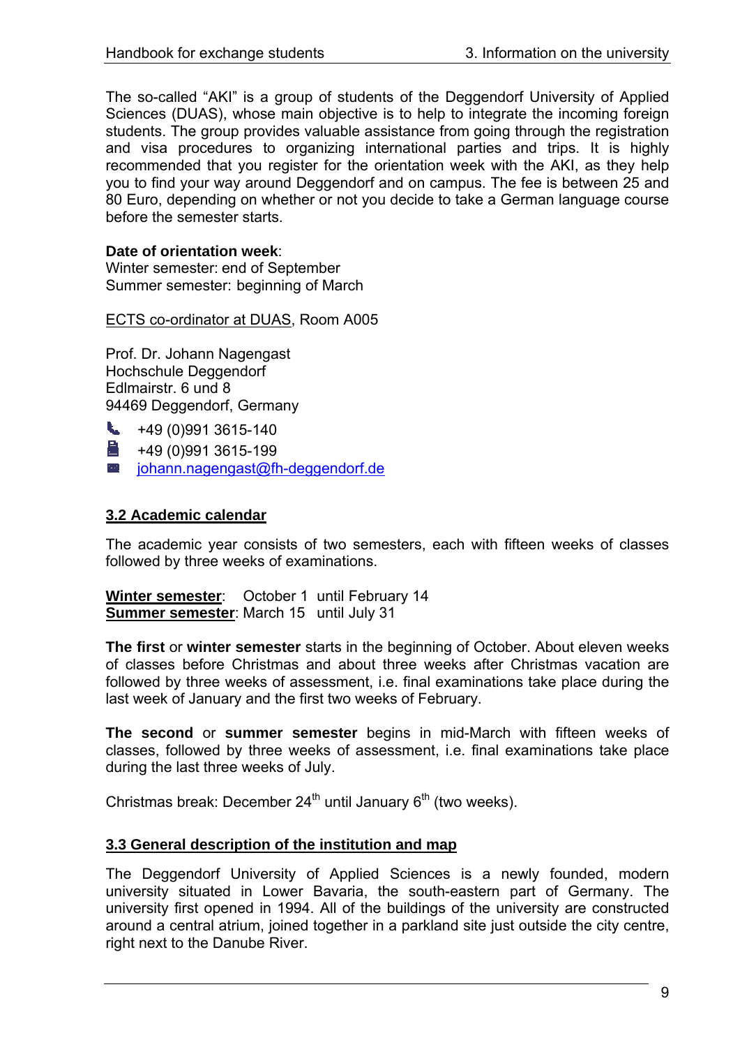The so-called "AKI" is a group of students of the Deggendorf University of Applied Sciences (DUAS), whose main objective is to help to integrate the incoming foreign students. The group provides valuable assistance from going through the registration and visa procedures to organizing international parties and trips. It is highly recommended that you register for the orientation week with the AKI, as they help you to find your way around Deggendorf and on campus. The fee is between 25 and 80 Euro, depending on whether or not you decide to take a German language course before the semester starts.

**Date of orientation week**:
Winter semester: end of September
Summer semester: beginning of March

ECTS co-ordinator at DUAS, Room A005

Prof. Dr. Johann Nagengast
Hochschule Deggendorf
Edlmairstr. 6 und 8
94469 Deggendorf, Germany

+49 (0)991 3615-140
+49 (0)991 3615-199
johann.nagengast@fh-deggendorf.de

## 3.2 Academic calendar

The academic year consists of two semesters, each with fifteen weeks of classes followed by three weeks of examinations.

**Winter semester**: October 1 until February 14
**Summer semester**: March 15 until July 31

**The first** or **winter semester** starts in the beginning of October. About eleven weeks of classes before Christmas and about three weeks after Christmas vacation are followed by three weeks of assessment, i.e. final examinations take place during the last week of January and the first two weeks of February.

**The second** or **summer semester** begins in mid-March with fifteen weeks of classes, followed by three weeks of assessment, i.e. final examinations take place during the last three weeks of July.

Christmas break: December 24th until January 6th (two weeks).

## 3.3 General description of the institution and map

The Deggendorf University of Applied Sciences is a newly founded, modern university situated in Lower Bavaria, the south-eastern part of Germany. The university first opened in 1994. All of the buildings of the university are constructed around a central atrium, joined together in a parkland site just outside the city centre, right next to the Danube River.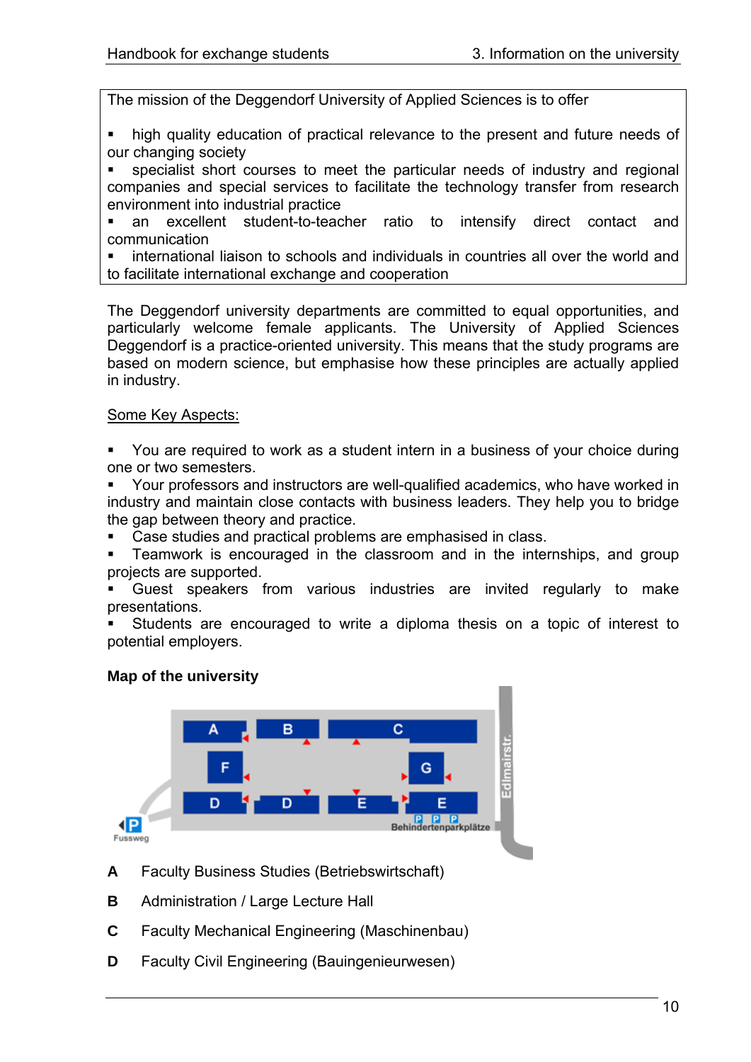The mission of the Deggendorf University of Applied Sciences is to offer

- high quality education of practical relevance to the present and future needs of our changing society
- specialist short courses to meet the particular needs of industry and regional companies and special services to facilitate the technology transfer from research environment into industrial practice
- an excellent student-to-teacher ratio to intensify direct contact and communication
- international liaison to schools and individuals in countries all over the world and to facilitate international exchange and cooperation

The Deggendorf university departments are committed to equal opportunities, and particularly welcome female applicants. The University of Applied Sciences Deggendorf is a practice-oriented university. This means that the study programs are based on modern science, but emphasise how these principles are actually applied in industry.

Some Key Aspects:

- You are required to work as a student intern in a business of your choice during one or two semesters.
- Your professors and instructors are well-qualified academics, who have worked in industry and maintain close contacts with business leaders. They help you to bridge the gap between theory and practice.
- Case studies and practical problems are emphasised in class.
- Teamwork is encouraged in the classroom and in the internships, and group projects are supported.
- Guest speakers from various industries are invited regularly to make presentations.
- Students are encouraged to write a diploma thesis on a topic of interest to potential employers.

**Map of the university**

A B C F G D D E E Edlmairstr. P Fussweg P P P Behindertenparkplätze

**A** Faculty Business Studies (Betriebswirtschaft)

**B** Administration / Large Lecture Hall

**C** Faculty Mechanical Engineering (Maschinenbau)

**D** Faculty Civil Engineering (Bauingenieurwesen)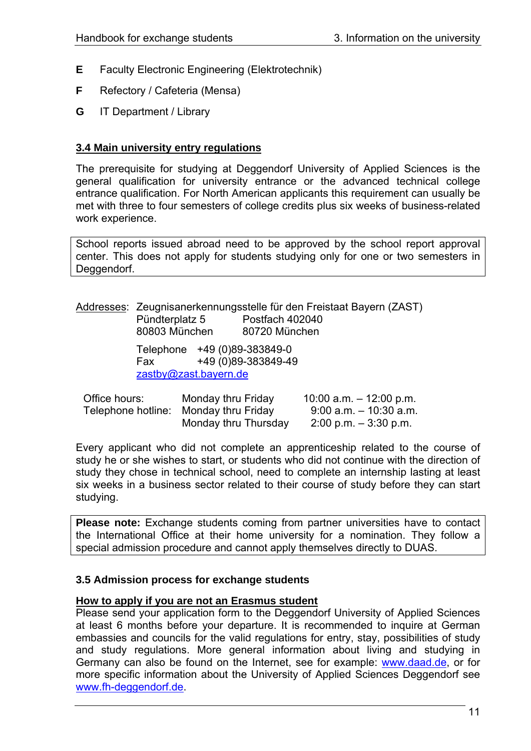**E** Faculty Electronic Engineering (Elektrotechnik)

**F** Refectory / Cafeteria (Mensa)

**G** IT Department / Library

### 3.4 Main university entry regulations

The prerequisite for studying at Deggendorf University of Applied Sciences is the general qualification for university entrance or the advanced technical college entrance qualification. For North American applicants this requirement can usually be met with three to four semesters of college credits plus six weeks of business-related work experience.

> School reports issued abroad need to be approved by the school report approval center. This does not apply for students studying only for one or two semesters in Deggendorf.

Addresses: Zeugnisanerkennungsstelle für den Freistaat Bayern (ZAST)
Pündterplatz 5 Postfach 402040
80803 München 80720 München

Telephone +49 (0)89-383849-0
Fax +49 (0)89-383849-49
zastby@zast.bayern.de

| | | |
|---|---|---|
| Office hours: | Monday thru Friday | 10:00 a.m. – 12:00 p.m. |
| Telephone hotline: | Monday thru Friday | 9:00 a.m. – 10:30 a.m. |
| | Monday thru Thursday | 2:00 p.m. – 3:30 p.m. |

Every applicant who did not complete an apprenticeship related to the course of study he or she wishes to start, or students who did not continue with the direction of study they chose in technical school, need to complete an internship lasting at least six weeks in a business sector related to their course of study before they can start studying.

> **Please note:** Exchange students coming from partner universities have to contact the International Office at their home university for a nomination. They follow a special admission procedure and cannot apply themselves directly to DUAS.

### 3.5 Admission process for exchange students

**How to apply if you are not an Erasmus student**

Please send your application form to the Deggendorf University of Applied Sciences at least 6 months before your departure. It is recommended to inquire at German embassies and councils for the valid regulations for entry, stay, possibilities of study and study regulations. More general information about living and studying in Germany can also be found on the Internet, see for example: www.daad.de, or for more specific information about the University of Applied Sciences Deggendorf see www.fh-deggendorf.de.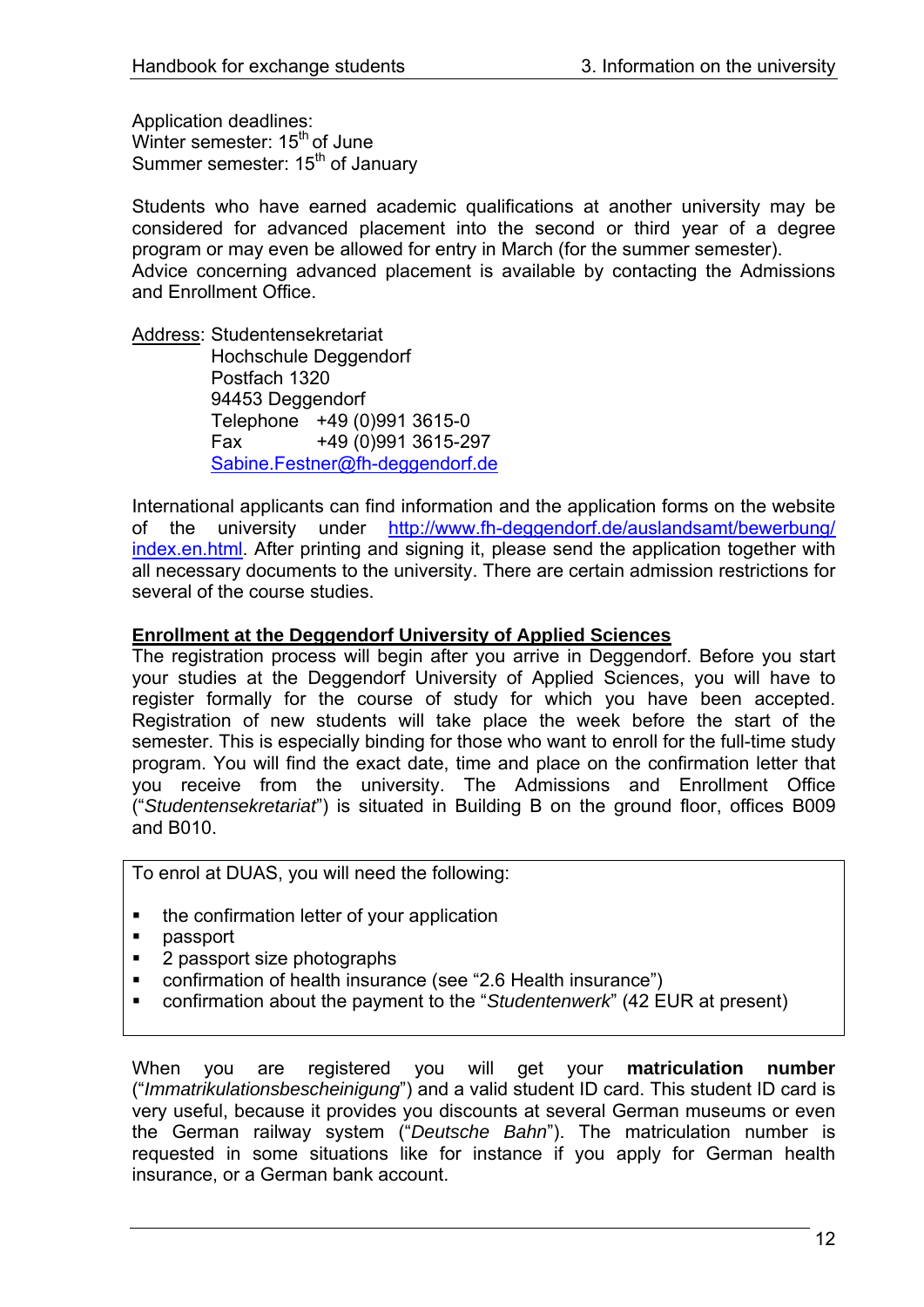Application deadlines:
Winter semester: 15th of June
Summer semester: 15th of January

Students who have earned academic qualifications at another university may be considered for advanced placement into the second or third year of a degree program or may even be allowed for entry in March (for the summer semester).
Advice concerning advanced placement is available by contacting the Admissions and Enrollment Office.

Address: Studentensekretariat
Hochschule Deggendorf
Postfach 1320
94453 Deggendorf
Telephone +49 (0)991 3615-0
Fax +49 (0)991 3615-297
Sabine.Festner@fh-deggendorf.de

International applicants can find information and the application forms on the website of the university under http://www.fh-deggendorf.de/auslandsamt/bewerbung/index.en.html. After printing and signing it, please send the application together with all necessary documents to the university. There are certain admission restrictions for several of the course studies.

**Enrollment at the Deggendorf University of Applied Sciences**

The registration process will begin after you arrive in Deggendorf. Before you start your studies at the Deggendorf University of Applied Sciences, you will have to register formally for the course of study for which you have been accepted. Registration of new students will take place the week before the start of the semester. This is especially binding for those who want to enroll for the full-time study program. You will find the exact date, time and place on the confirmation letter that you receive from the university. The Admissions and Enrollment Office ("*Studentensekretariat*") is situated in Building B on the ground floor, offices B009 and B010.

To enrol at DUAS, you will need the following:

- the confirmation letter of your application
- passport
- 2 passport size photographs
- confirmation of health insurance (see "2.6 Health insurance")
- confirmation about the payment to the "*Studentenwerk*" (42 EUR at present)

When you are registered you will get your **matriculation number** ("*Immatrikulationsbescheinigung*") and a valid student ID card. This student ID card is very useful, because it provides you discounts at several German museums or even the German railway system ("*Deutsche Bahn*"). The matriculation number is requested in some situations like for instance if you apply for German health insurance, or a German bank account.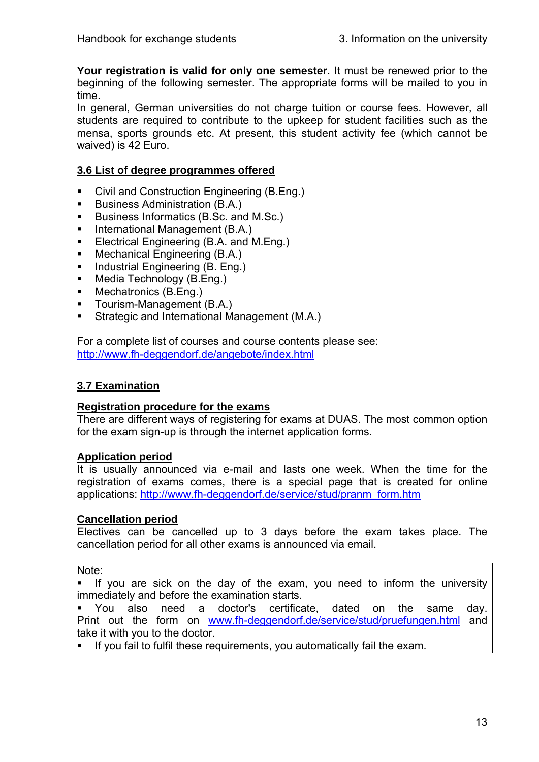**Your registration is valid for only one semester**. It must be renewed prior to the beginning of the following semester. The appropriate forms will be mailed to you in time.

In general, German universities do not charge tuition or course fees. However, all students are required to contribute to the upkeep for student facilities such as the mensa, sports grounds etc. At present, this student activity fee (which cannot be waived) is 42 Euro.

## 3.6 List of degree programmes offered

- Civil and Construction Engineering (B.Eng.)
- Business Administration (B.A.)
- Business Informatics (B.Sc. and M.Sc.)
- International Management (B.A.)
- Electrical Engineering (B.A. and M.Eng.)
- Mechanical Engineering (B.A.)
- Industrial Engineering (B. Eng.)
- Media Technology (B.Eng.)
- Mechatronics (B.Eng.)
- Tourism-Management (B.A.)
- Strategic and International Management (M.A.)

For a complete list of courses and course contents please see:
http://www.fh-deggendorf.de/angebote/index.html

## 3.7 Examination

### Registration procedure for the exams

There are different ways of registering for exams at DUAS. The most common option for the exam sign-up is through the internet application forms.

### Application period

It is usually announced via e-mail and lasts one week. When the time for the registration of exams comes, there is a special page that is created for online applications: http://www.fh-deggendorf.de/service/stud/pranm_form.htm

### Cancellation period

Electives can be cancelled up to 3 days before the exam takes place. The cancellation period for all other exams is announced via email.

> Note:
> - If you are sick on the day of the exam, you need to inform the university immediately and before the examination starts.
> - You also need a doctor's certificate, dated on the same day. Print out the form on www.fh-deggendorf.de/service/stud/pruefungen.html and take it with you to the doctor.
> - If you fail to fulfil these requirements, you automatically fail the exam.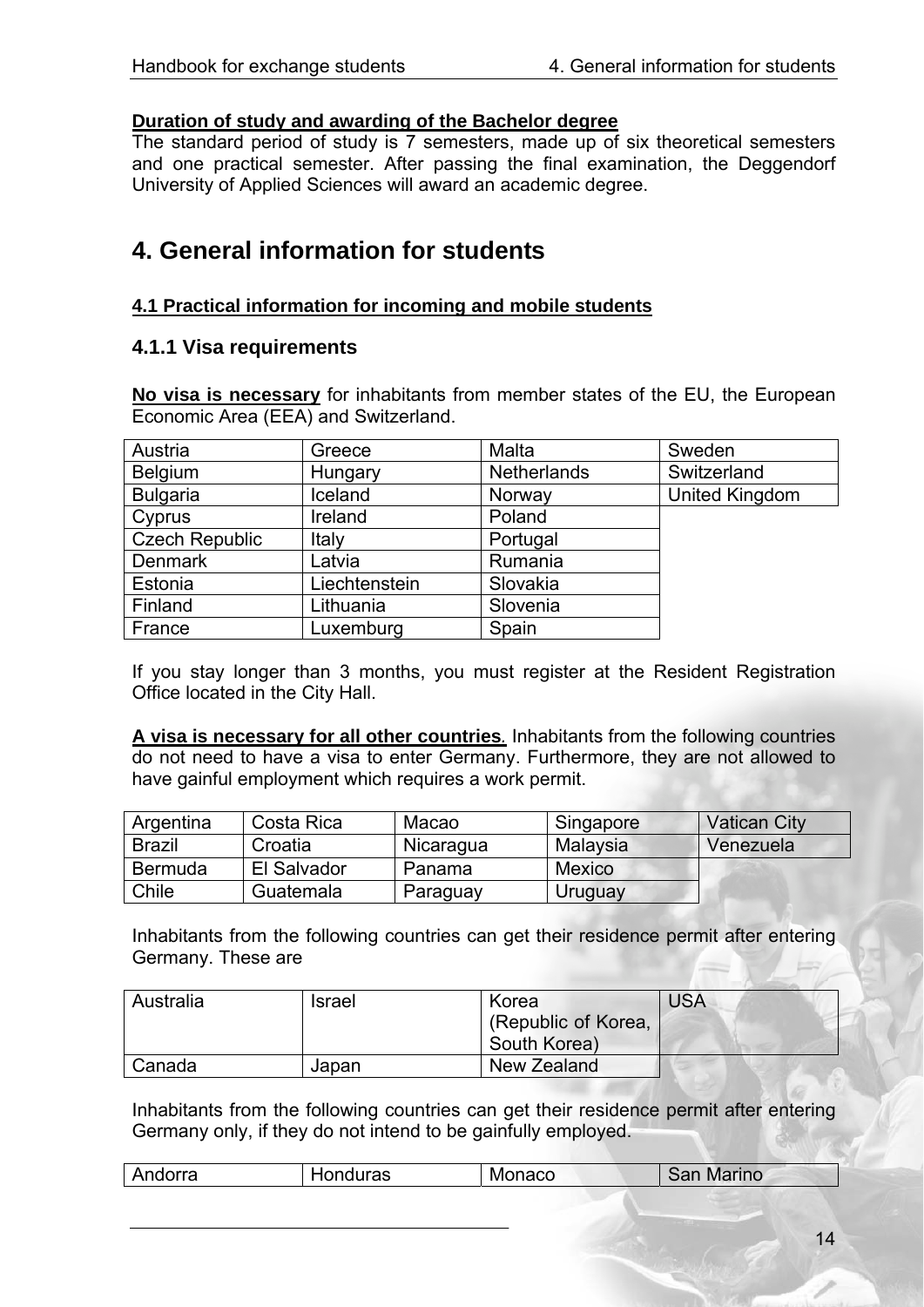**Duration of study and awarding of the Bachelor degree**
The standard period of study is 7 semesters, made up of six theoretical semesters and one practical semester. After passing the final examination, the Deggendorf University of Applied Sciences will award an academic degree.

# 4. General information for students

## 4.1 Practical information for incoming and mobile students

### 4.1.1 Visa requirements

**No visa is necessary** for inhabitants from member states of the EU, the European Economic Area (EEA) and Switzerland.

| Austria | Greece | Malta | Sweden |
|---|---|---|---|
| Belgium | Hungary | Netherlands | Switzerland |
| Bulgaria | Iceland | Norway | United Kingdom |
| Cyprus | Ireland | Poland | |
| Czech Republic | Italy | Portugal | |
| Denmark | Latvia | Rumania | |
| Estonia | Liechtenstein | Slovakia | |
| Finland | Lithuania | Slovenia | |
| France | Luxemburg | Spain | |

If you stay longer than 3 months, you must register at the Resident Registration Office located in the City Hall.

**A visa is necessary for all other countries**. Inhabitants from the following countries do not need to have a visa to enter Germany. Furthermore, they are not allowed to have gainful employment which requires a work permit.

| Argentina | Costa Rica | Macao | Singapore | Vatican City |
|---|---|---|---|---|
| Brazil | Croatia | Nicaragua | Malaysia | Venezuela |
| Bermuda | El Salvador | Panama | Mexico | |
| Chile | Guatemala | Paraguay | Uruguay | |

Inhabitants from the following countries can get their residence permit after entering Germany. These are

| Australia | Israel | Korea (Republic of Korea, South Korea) | USA |
|---|---|---|---|
| Canada | Japan | New Zealand | |

Inhabitants from the following countries can get their residence permit after entering Germany only, if they do not intend to be gainfully employed.

| Andorra | Honduras | Monaco | San Marino |
|---|---|---|---|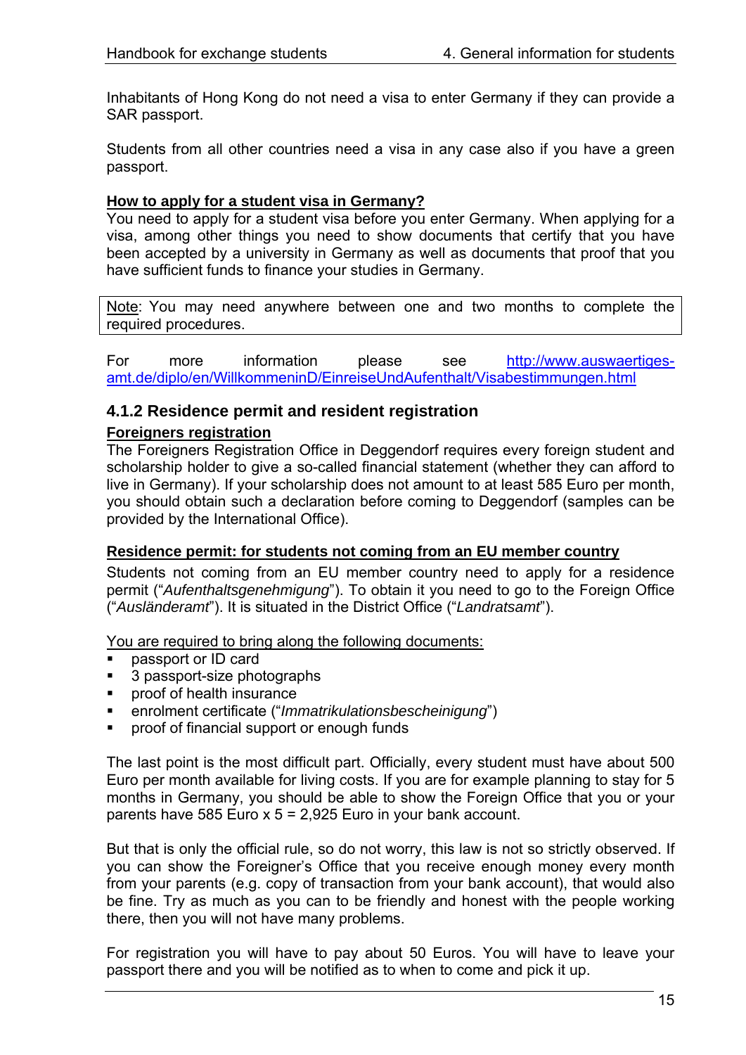Inhabitants of Hong Kong do not need a visa to enter Germany if they can provide a SAR passport.

Students from all other countries need a visa in any case also if you have a green passport.

**How to apply for a student visa in Germany?**

You need to apply for a student visa before you enter Germany. When applying for a visa, among other things you need to show documents that certify that you have been accepted by a university in Germany as well as documents that proof that you have sufficient funds to finance your studies in Germany.

> Note: You may need anywhere between one and two months to complete the required procedures.

For more information please see http://www.auswaertiges-amt.de/diplo/en/WillkommeninD/EinreiseUndAufenthalt/Visabestimmungen.html

### 4.1.2 Residence permit and resident registration

**Foreigners registration**

The Foreigners Registration Office in Deggendorf requires every foreign student and scholarship holder to give a so-called financial statement (whether they can afford to live in Germany). If your scholarship does not amount to at least 585 Euro per month, you should obtain such a declaration before coming to Deggendorf (samples can be provided by the International Office).

**Residence permit: for students not coming from an EU member country**

Students not coming from an EU member country need to apply for a residence permit ("*Aufenthaltsgenehmigung*"). To obtain it you need to go to the Foreign Office ("*Ausländeramt*"). It is situated in the District Office ("*Landratsamt*").

You are required to bring along the following documents:

- passport or ID card
- 3 passport-size photographs
- proof of health insurance
- enrolment certificate ("*Immatrikulationsbescheinigung*")
- proof of financial support or enough funds

The last point is the most difficult part. Officially, every student must have about 500 Euro per month available for living costs. If you are for example planning to stay for 5 months in Germany, you should be able to show the Foreign Office that you or your parents have 585 Euro x 5 = 2,925 Euro in your bank account.

But that is only the official rule, so do not worry, this law is not so strictly observed. If you can show the Foreigner's Office that you receive enough money every month from your parents (e.g. copy of transaction from your bank account), that would also be fine. Try as much as you can to be friendly and honest with the people working there, then you will not have many problems.

For registration you will have to pay about 50 Euros. You will have to leave your passport there and you will be notified as to when to come and pick it up.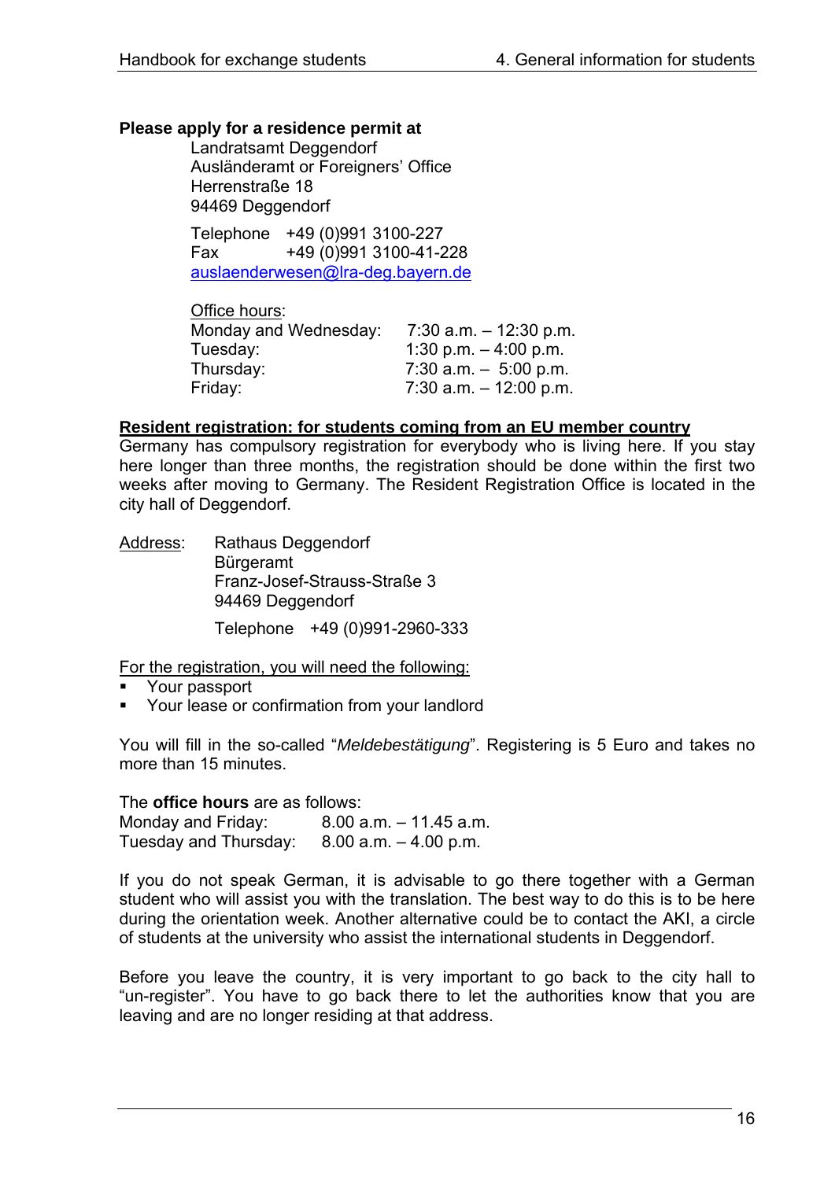**Please apply for a residence permit at**

Landratsamt Deggendorf
Ausländeramt or Foreigners' Office
Herrenstraße 18
94469 Deggendorf

Telephone +49 (0)991 3100-227
Fax +49 (0)991 3100-41-228
auslaenderwesen@lra-deg.bayern.de

Office hours:

| | |
|---|---|
| Monday and Wednesday: | 7:30 a.m. – 12:30 p.m. |
| Tuesday: | 1:30 p.m. – 4:00 p.m. |
| Thursday: | 7:30 a.m. – 5:00 p.m. |
| Friday: | 7:30 a.m. – 12:00 p.m. |

**Resident registration: for students coming from an EU member country**

Germany has compulsory registration for everybody who is living here. If you stay here longer than three months, the registration should be done within the first two weeks after moving to Germany. The Resident Registration Office is located in the city hall of Deggendorf.

Address: Rathaus Deggendorf
Bürgeramt
Franz-Josef-Strauss-Straße 3
94469 Deggendorf

Telephone +49 (0)991-2960-333

For the registration, you will need the following:

- Your passport
- Your lease or confirmation from your landlord

You will fill in the so-called "*Meldebestätigung*". Registering is 5 Euro and takes no more than 15 minutes.

The **office hours** are as follows:

| | |
|---|---|
| Monday and Friday: | 8.00 a.m. – 11.45 a.m. |
| Tuesday and Thursday: | 8.00 a.m. – 4.00 p.m. |

If you do not speak German, it is advisable to go there together with a German student who will assist you with the translation. The best way to do this is to be here during the orientation week. Another alternative could be to contact the AKI, a circle of students at the university who assist the international students in Deggendorf.

Before you leave the country, it is very important to go back to the city hall to "un-register". You have to go back there to let the authorities know that you are leaving and are no longer residing at that address.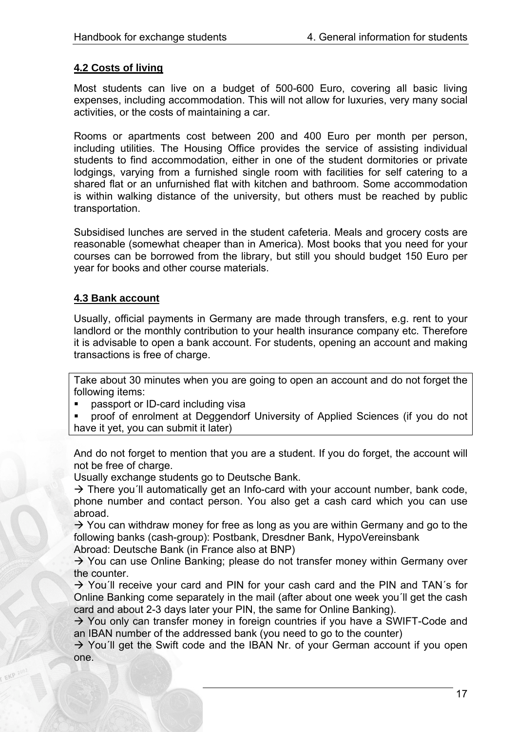## 4.2 Costs of living

Most students can live on a budget of 500-600 Euro, covering all basic living expenses, including accommodation. This will not allow for luxuries, very many social activities, or the costs of maintaining a car.

Rooms or apartments cost between 200 and 400 Euro per month per person, including utilities. The Housing Office provides the service of assisting individual students to find accommodation, either in one of the student dormitories or private lodgings, varying from a furnished single room with facilities for self catering to a shared flat or an unfurnished flat with kitchen and bathroom. Some accommodation is within walking distance of the university, but others must be reached by public transportation.

Subsidised lunches are served in the student cafeteria. Meals and grocery costs are reasonable (somewhat cheaper than in America). Most books that you need for your courses can be borrowed from the library, but still you should budget 150 Euro per year for books and other course materials.

## 4.3 Bank account

Usually, official payments in Germany are made through transfers, e.g. rent to your landlord or the monthly contribution to your health insurance company etc. Therefore it is advisable to open a bank account. For students, opening an account and making transactions is free of charge.

Take about 30 minutes when you are going to open an account and do not forget the following items:

- passport or ID-card including visa
- proof of enrolment at Deggendorf University of Applied Sciences (if you do not have it yet, you can submit it later)

And do not forget to mention that you are a student. If you do forget, the account will not be free of charge.

Usually exchange students go to Deutsche Bank.

→ There you´ll automatically get an Info-card with your account number, bank code, phone number and contact person. You also get a cash card which you can use abroad.

→ You can withdraw money for free as long as you are within Germany and go to the following banks (cash-group): Postbank, Dresdner Bank, HypoVereinsbank

Abroad: Deutsche Bank (in France also at BNP)

→ You can use Online Banking; please do not transfer money within Germany over the counter.

→ You´ll receive your card and PIN for your cash card and the PIN and TAN´s for Online Banking come separately in the mail (after about one week you´ll get the cash card and about 2-3 days later your PIN, the same for Online Banking).

→ You only can transfer money in foreign countries if you have a SWIFT-Code and an IBAN number of the addressed bank (you need to go to the counter)

→ You´ll get the Swift code and the IBAN Nr. of your German account if you open one.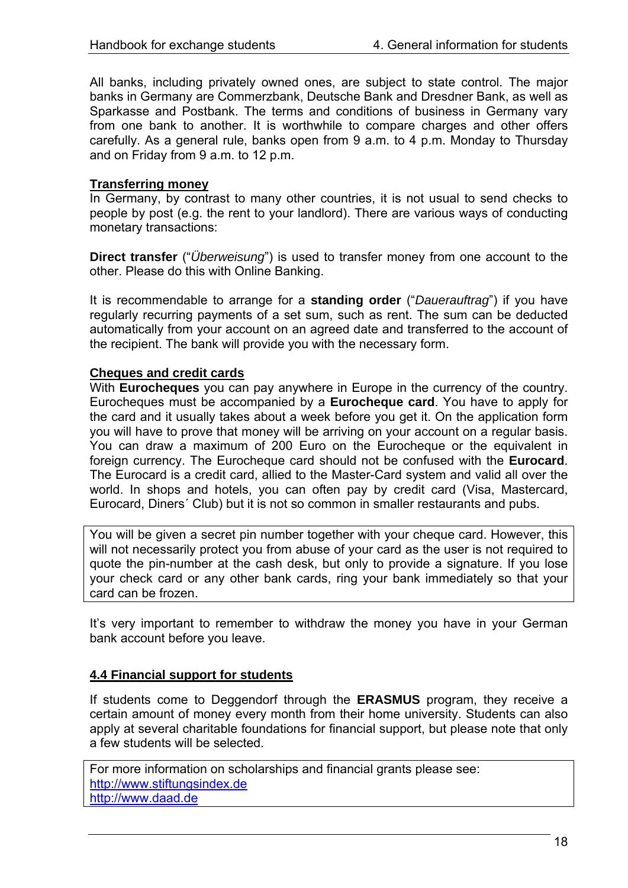All banks, including privately owned ones, are subject to state control. The major banks in Germany are Commerzbank, Deutsche Bank and Dresdner Bank, as well as Sparkasse and Postbank. The terms and conditions of business in Germany vary from one bank to another. It is worthwhile to compare charges and other offers carefully. As a general rule, banks open from 9 a.m. to 4 p.m. Monday to Thursday and on Friday from 9 a.m. to 12 p.m.

### Transferring money

In Germany, by contrast to many other countries, it is not usual to send checks to people by post (e.g. the rent to your landlord). There are various ways of conducting monetary transactions:

**Direct transfer** ("*Überweisung*") is used to transfer money from one account to the other. Please do this with Online Banking.

It is recommendable to arrange for a **standing order** ("*Dauerauftrag*") if you have regularly recurring payments of a set sum, such as rent. The sum can be deducted automatically from your account on an agreed date and transferred to the account of the recipient. The bank will provide you with the necessary form.

### Cheques and credit cards

With **Eurocheques** you can pay anywhere in Europe in the currency of the country. Eurocheques must be accompanied by a **Eurocheque card**. You have to apply for the card and it usually takes about a week before you get it. On the application form you will have to prove that money will be arriving on your account on a regular basis. You can draw a maximum of 200 Euro on the Eurocheque or the equivalent in foreign currency. The Eurocheque card should not be confused with the **Eurocard**. The Eurocard is a credit card, allied to the Master-Card system and valid all over the world. In shops and hotels, you can often pay by credit card (Visa, Mastercard, Eurocard, Diners´ Club) but it is not so common in smaller restaurants and pubs.

> You will be given a secret pin number together with your cheque card. However, this will not necessarily protect you from abuse of your card as the user is not required to quote the pin-number at the cash desk, but only to provide a signature. If you lose your check card or any other bank cards, ring your bank immediately so that your card can be frozen.

It's very important to remember to withdraw the money you have in your German bank account before you leave.

## 4.4 Financial support for students

If students come to Deggendorf through the **ERASMUS** program, they receive a certain amount of money every month from their home university. Students can also apply at several charitable foundations for financial support, but please note that only a few students will be selected.

> For more information on scholarships and financial grants please see:
> http://www.stiftungsindex.de
> http://www.daad.de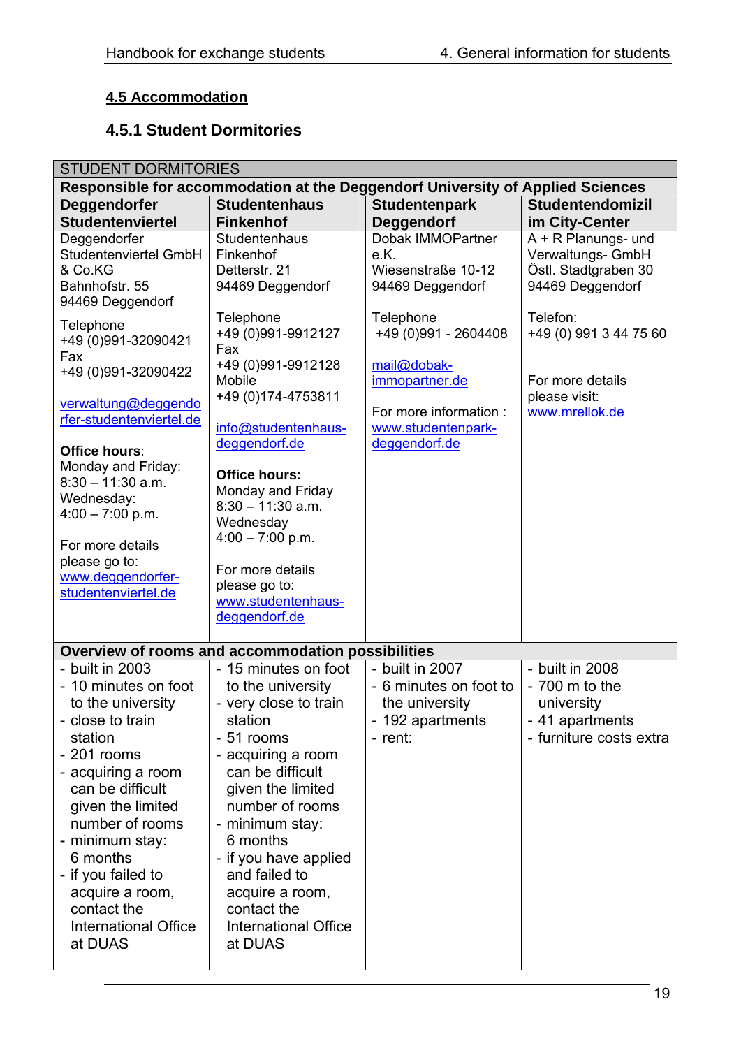## 4.5 Accommodation

### 4.5.1 Student Dormitories

| STUDENT DORMITORIES | | | |
|---|---|---|---|
| **Responsible for accommodation at the Deggendorf University of Applied Sciences** | | | |
| **Deggendorfer Studentenviertel** | **Studentenhaus Finkenhof** | **Studentenpark Deggendorf** | **Studentendomizil im City-Center** |
| Deggendorfer Studentenviertel GmbH & Co.KG<br>Bahnhofstr. 55<br>94469 Deggendorf<br><br>Telephone<br>+49 (0)991-32090421<br>Fax<br>+49 (0)991-32090422<br><br>verwaltung@deggendorfer-studentenviertel.de<br><br>**Office hours**:<br>Monday and Friday:<br>8:30 – 11:30 a.m.<br>Wednesday:<br>4:00 – 7:00 p.m.<br><br>For more details please go to:<br>www.deggendorfer-studentenviertel.de | Studentenhaus Finkenhof<br>Detterstr. 21<br>94469 Deggendorf<br><br>Telephone<br>+49 (0)991-9912127<br>Fax<br>+49 (0)991-9912128<br>Mobile<br>+49 (0)174-4753811<br><br>info@studentenhaus-deggendorf.de<br><br>**Office hours:**<br>Monday and Friday<br>8:30 – 11:30 a.m.<br>Wednesday<br>4:00 – 7:00 p.m.<br><br>For more details please go to:<br>www.studentenhaus-deggendorf.de | Dobak IMMOPartner e.K.<br>Wiesenstraße 10-12<br>94469 Deggendorf<br><br>Telephone<br>+49 (0)991 - 2604408<br><br>mail@dobak-immopartner.de<br><br>For more information :<br>www.studentenpark-deggendorf.de | A + R Planungs- und Verwaltungs- GmbH<br>Östl. Stadtgraben 30<br>94469 Deggendorf<br><br>Telefon:<br>+49 (0) 991 3 44 75 60<br><br>For more details please visit:<br>www.mrellok.de |
| **Overview of rooms and accommodation possibilities** | | | |
| - built in 2003<br>- 10 minutes on foot to the university<br>- close to train station<br>- 201 rooms<br>- acquiring a room can be difficult given the limited number of rooms<br>- minimum stay: 6 months<br>- if you failed to acquire a room, contact the International Office at DUAS | - 15 minutes on foot to the university<br>- very close to train station<br>- 51 rooms<br>- acquiring a room can be difficult given the limited number of rooms<br>- minimum stay: 6 months<br>- if you have applied and failed to acquire a room, contact the International Office at DUAS | - built in 2007<br>- 6 minutes on foot to the university<br>- 192 apartments<br>- rent: | - built in 2008<br>- 700 m to the university<br>- 41 apartments<br>- furniture costs extra |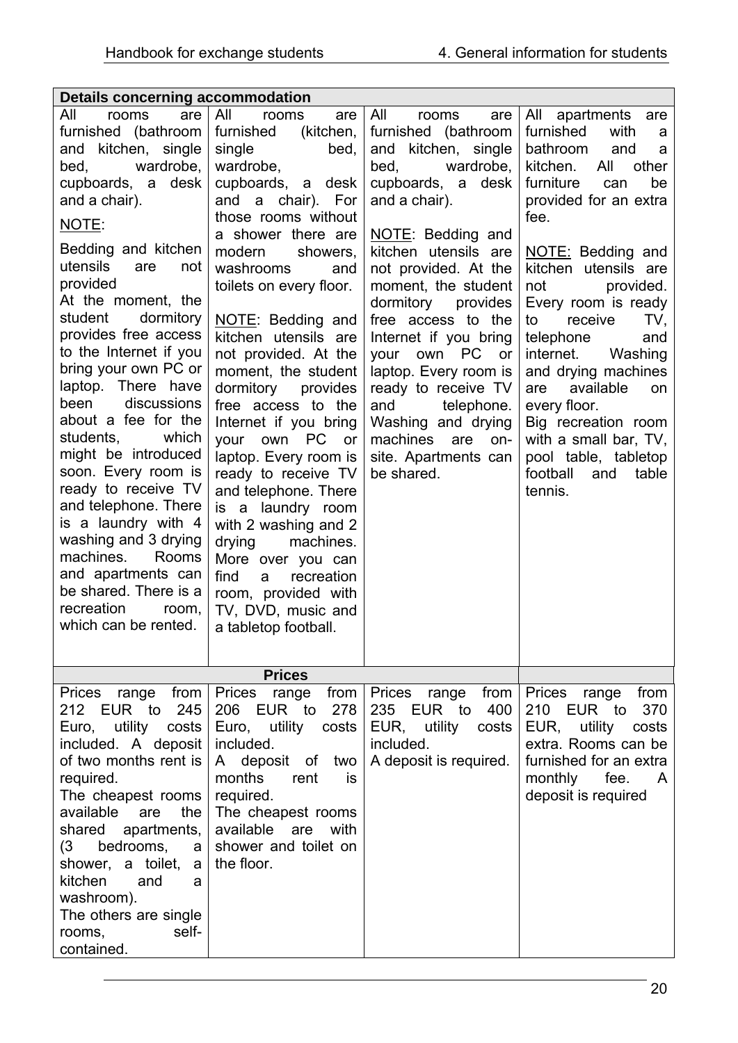| Details concerning accommodation | | | |
|---|---|---|---|
| All rooms are furnished (bathroom and kitchen, single bed, wardrobe, cupboards, a desk and a chair).<br><br>NOTE:<br><br>Bedding and kitchen utensils are not provided<br>At the moment, the student dormitory provides free access to the Internet if you bring your own PC or laptop. There have been discussions about a fee for the students, which might be introduced soon. Every room is ready to receive TV and telephone. There is a laundry with 4 washing and 3 drying machines. Rooms and apartments can be shared. There is a recreation room, which can be rented. | All rooms are furnished (kitchen, single bed, wardrobe, cupboards, a desk and a chair). For those rooms without a shower there are modern showers, washrooms and toilets on every floor.<br><br>NOTE: Bedding and kitchen utensils are not provided. At the moment, the student dormitory provides free access to the Internet if you bring your own PC or laptop. Every room is ready to receive TV and telephone. There is a laundry room with 2 washing and 2 drying machines. More over you can find a recreation room, provided with TV, DVD, music and a tabletop football. | All rooms are furnished (bathroom and kitchen, single bed, wardrobe, cupboards, a desk and a chair).<br><br>NOTE: Bedding and kitchen utensils are not provided. At the moment, the student dormitory provides free access to the Internet if you bring your own PC or laptop. Every room is ready to receive TV and telephone. Washing and drying machines are on-site. Apartments can be shared. | All apartments are furnished with a bathroom and a kitchen. All other furniture can be provided for an extra fee.<br><br>NOTE: Bedding and kitchen utensils are not provided. Every room is ready to receive TV, telephone and internet. Washing and drying machines are available on every floor.<br>Big recreation room with a small bar, TV, pool table, tabletop football and table tennis. |
| **Prices** | | | |
| Prices range from 212 EUR to 245 Euro, utility costs included. A deposit of two months rent is required.<br>The cheapest rooms available are the shared apartments, (3 bedrooms, a shower, a toilet, a kitchen and a washroom).<br>The others are single rooms, self-contained. | Prices range from 206 EUR to 278 Euro, utility costs included.<br>A deposit of two months rent is required.<br>The cheapest rooms available are with shower and toilet on the floor. | Prices range from 235 EUR to 400 EUR, utility costs included.<br>A deposit is required. | Prices range from 210 EUR to 370 EUR, utility costs extra. Rooms can be furnished for an extra monthly fee. A deposit is required |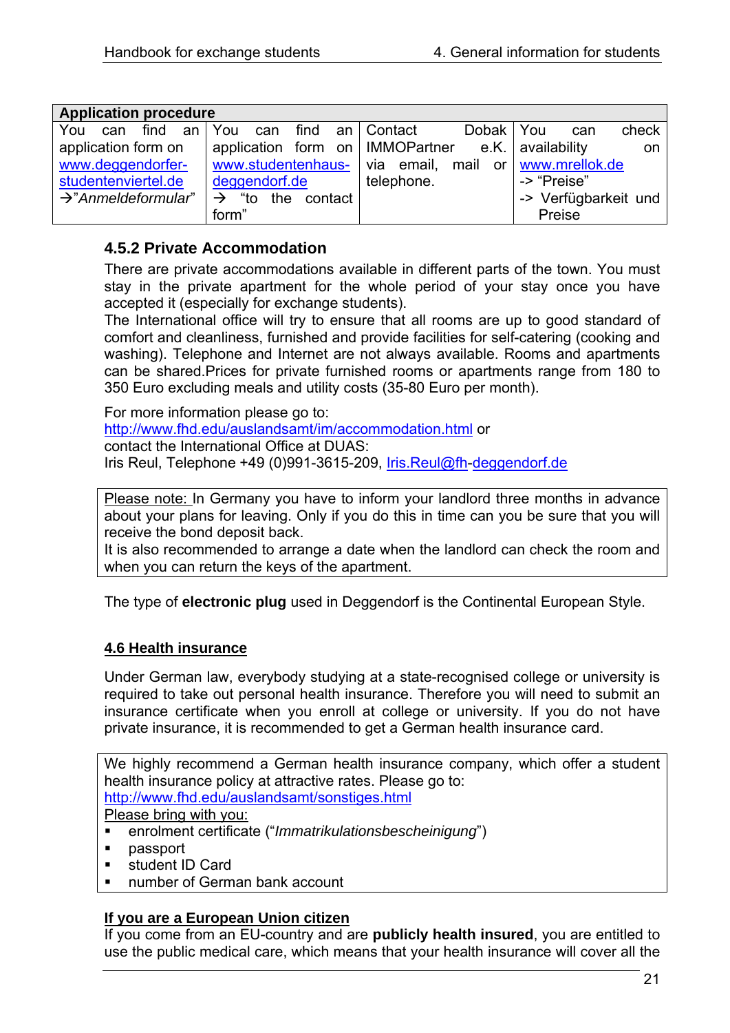| Application procedure | | | |
|---|---|---|---|
| You can find an application form on www.deggendorfer-studentenviertel.de →"*Anmeldeformular*" | You can find an application form on www.studentenhaus-deggendorf.de → "to the contact form" | Contact Dobak IMMOPartner e.K. via email, mail or telephone. | You can check availability on www.mrellok.de -> "Preise" -> Verfügbarkeit und Preise |

### 4.5.2 Private Accommodation

There are private accommodations available in different parts of the town. You must stay in the private apartment for the whole period of your stay once you have accepted it (especially for exchange students).
The International office will try to ensure that all rooms are up to good standard of comfort and cleanliness, furnished and provide facilities for self-catering (cooking and washing). Telephone and Internet are not always available. Rooms and apartments can be shared.Prices for private furnished rooms or apartments range from 180 to 350 Euro excluding meals and utility costs (35-80 Euro per month).

For more information please go to:
http://www.fhd.edu/auslandsamt/im/accommodation.html or
contact the International Office at DUAS:
Iris Reul, Telephone +49 (0)991-3615-209, Iris.Reul@fh-deggendorf.de

> Please note: In Germany you have to inform your landlord three months in advance about your plans for leaving. Only if you do this in time can you be sure that you will receive the bond deposit back.
> It is also recommended to arrange a date when the landlord can check the room and when you can return the keys of the apartment.

The type of **electronic plug** used in Deggendorf is the Continental European Style.

### 4.6 Health insurance

Under German law, everybody studying at a state-recognised college or university is required to take out personal health insurance. Therefore you will need to submit an insurance certificate when you enroll at college or university. If you do not have private insurance, it is recommended to get a German health insurance card.

> We highly recommend a German health insurance company, which offer a student health insurance policy at attractive rates. Please go to:
> http://www.fhd.edu/auslandsamt/sonstiges.html
> Please bring with you:
> - enrolment certificate ("*Immatrikulationsbescheinigung*")
> - passport
> - student ID Card
> - number of German bank account

**If you are a European Union citizen**

If you come from an EU-country and are **publicly health insured**, you are entitled to use the public medical care, which means that your health insurance will cover all the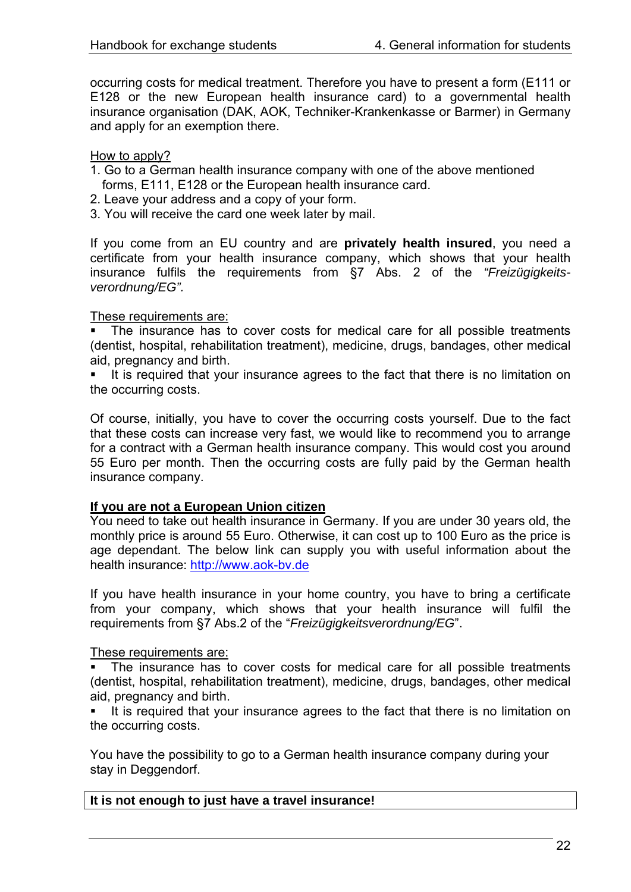occurring costs for medical treatment. Therefore you have to present a form (E111 or E128 or the new European health insurance card) to a governmental health insurance organisation (DAK, AOK, Techniker-Krankenkasse or Barmer) in Germany and apply for an exemption there.

<u>How to apply?</u>

1. Go to a German health insurance company with one of the above mentioned forms, E111, E128 or the European health insurance card.
2. Leave your address and a copy of your form.
3. You will receive the card one week later by mail.

If you come from an EU country and are **privately health insured**, you need a certificate from your health insurance company, which shows that your health insurance fulfils the requirements from §7 Abs. 2 of the *"Freizügigkeits-verordnung/EG".*

<u>These requirements are:</u>

- The insurance has to cover costs for medical care for all possible treatments (dentist, hospital, rehabilitation treatment), medicine, drugs, bandages, other medical aid, pregnancy and birth.
- It is required that your insurance agrees to the fact that there is no limitation on the occurring costs.

Of course, initially, you have to cover the occurring costs yourself. Due to the fact that these costs can increase very fast, we would like to recommend you to arrange for a contract with a German health insurance company. This would cost you around 55 Euro per month. Then the occurring costs are fully paid by the German health insurance company.

**<u>If you are not a European Union citizen</u>**

You need to take out health insurance in Germany. If you are under 30 years old, the monthly price is around 55 Euro. Otherwise, it can cost up to 100 Euro as the price is age dependant. The below link can supply you with useful information about the health insurance: http://www.aok-bv.de

If you have health insurance in your home country, you have to bring a certificate from your company, which shows that your health insurance will fulfil the requirements from §7 Abs.2 of the "*Freizügigkeitsverordnung/EG*".

<u>These requirements are:</u>

- The insurance has to cover costs for medical care for all possible treatments (dentist, hospital, rehabilitation treatment), medicine, drugs, bandages, other medical aid, pregnancy and birth.
- It is required that your insurance agrees to the fact that there is no limitation on the occurring costs.

You have the possibility to go to a German health insurance company during your stay in Deggendorf.

**It is not enough to just have a travel insurance!**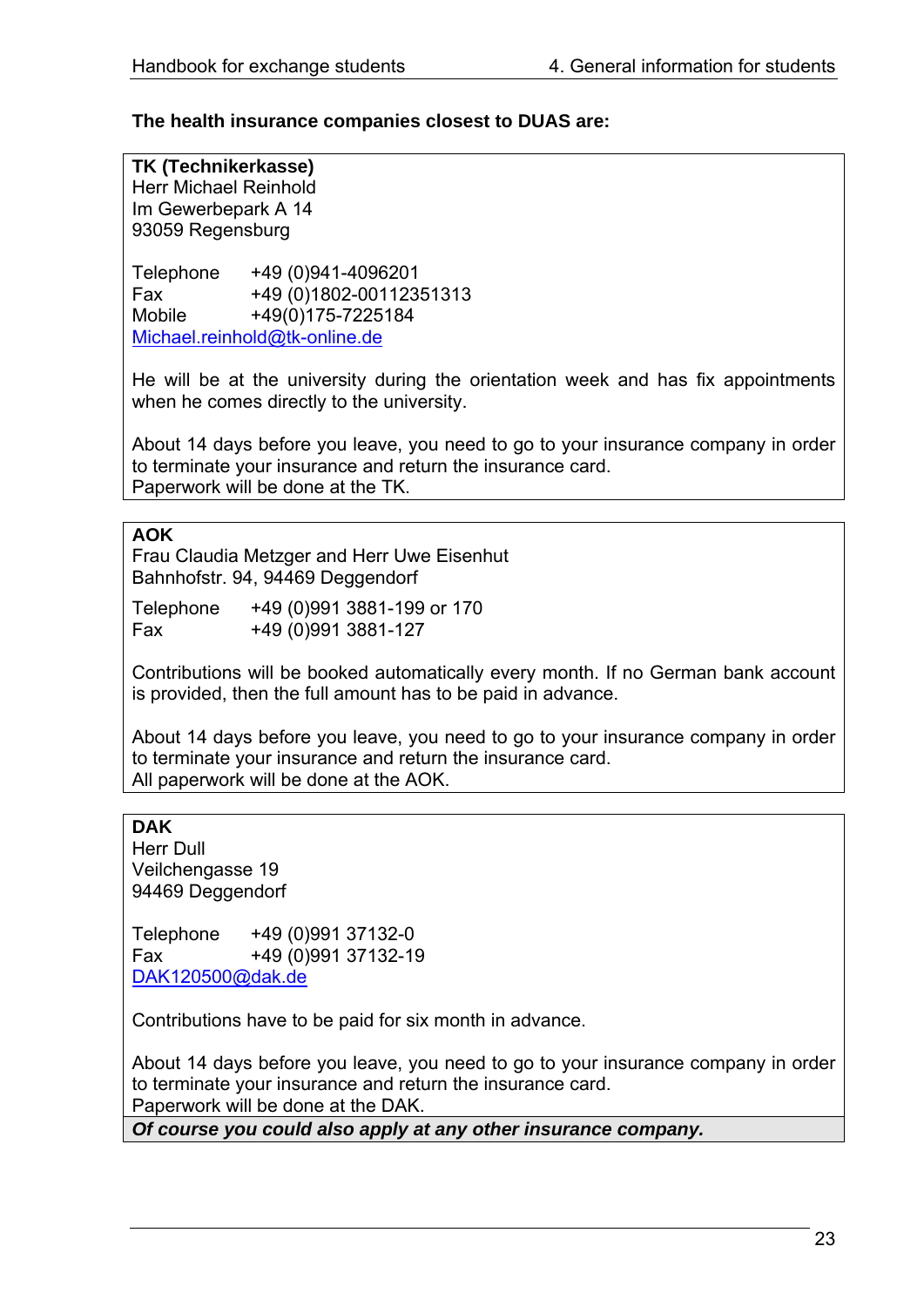**The health insurance companies closest to DUAS are:**

**TK (Technikerkasse)**
Herr Michael Reinhold
Im Gewerbepark A 14
93059 Regensburg

Telephone +49 (0)941-4096201
Fax +49 (0)1802-00112351313
Mobile +49(0)175-7225184
Michael.reinhold@tk-online.de

He will be at the university during the orientation week and has fix appointments when he comes directly to the university.

About 14 days before you leave, you need to go to your insurance company in order to terminate your insurance and return the insurance card.
Paperwork will be done at the TK.

**AOK**
Frau Claudia Metzger and Herr Uwe Eisenhut
Bahnhofstr. 94, 94469 Deggendorf

Telephone +49 (0)991 3881-199 or 170
Fax +49 (0)991 3881-127

Contributions will be booked automatically every month. If no German bank account is provided, then the full amount has to be paid in advance.

About 14 days before you leave, you need to go to your insurance company in order to terminate your insurance and return the insurance card.
All paperwork will be done at the AOK.

**DAK**
Herr Dull
Veilchengasse 19
94469 Deggendorf

Telephone +49 (0)991 37132-0
Fax +49 (0)991 37132-19
DAK120500@dak.de

Contributions have to be paid for six month in advance.

About 14 days before you leave, you need to go to your insurance company in order to terminate your insurance and return the insurance card.
Paperwork will be done at the DAK.

***Of course you could also apply at any other insurance company.***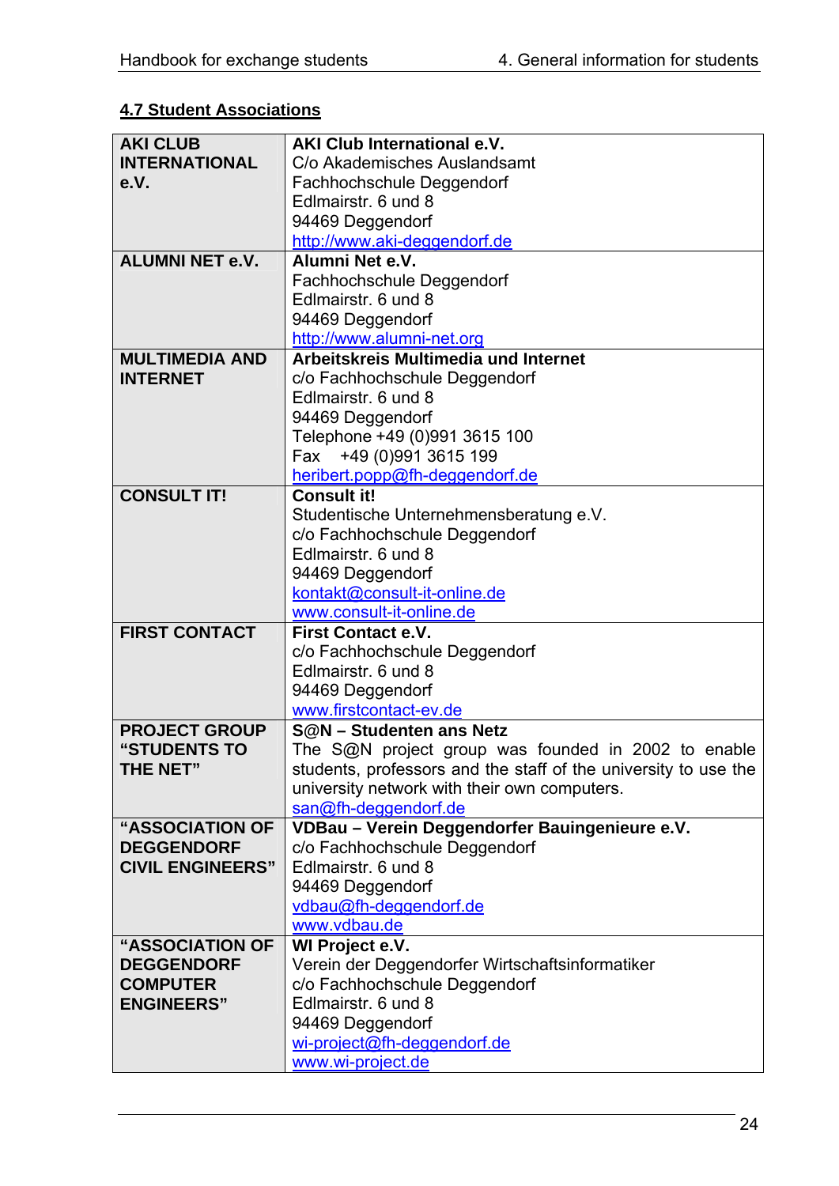## 4.7 Student Associations

| | |
|---|---|
| **AKI CLUB INTERNATIONAL e.V.** | **AKI Club International e.V.**<br>C/o Akademisches Auslandsamt<br>Fachhochschule Deggendorf<br>Edlmairstr. 6 und 8<br>94469 Deggendorf<br>http://www.aki-deggendorf.de |
| **ALUMNI NET e.V.** | **Alumni Net e.V.**<br>Fachhochschule Deggendorf<br>Edlmairstr. 6 und 8<br>94469 Deggendorf<br>http://www.alumni-net.org |
| **MULTIMEDIA AND INTERNET** | **Arbeitskreis Multimedia und Internet**<br>c/o Fachhochschule Deggendorf<br>Edlmairstr. 6 und 8<br>94469 Deggendorf<br>Telephone +49 (0)991 3615 100<br>Fax +49 (0)991 3615 199<br>heribert.popp@fh-deggendorf.de |
| **CONSULT IT!** | **Consult it!**<br>Studentische Unternehmensberatung e.V.<br>c/o Fachhochschule Deggendorf<br>Edlmairstr. 6 und 8<br>94469 Deggendorf<br>kontakt@consult-it-online.de<br>www.consult-it-online.de |
| **FIRST CONTACT** | **First Contact e.V.**<br>c/o Fachhochschule Deggendorf<br>Edlmairstr. 6 und 8<br>94469 Deggendorf<br>www.firstcontact-ev.de |
| **PROJECT GROUP "STUDENTS TO THE NET"** | **S@N – Studenten ans Netz**<br>The S@N project group was founded in 2002 to enable students, professors and the staff of the university to use the university network with their own computers.<br>san@fh-deggendorf.de |
| **"ASSOCIATION OF DEGGENDORF CIVIL ENGINEERS"** | **VDBau – Verein Deggendorfer Bauingenieure e.V.**<br>c/o Fachhochschule Deggendorf<br>Edlmairstr. 6 und 8<br>94469 Deggendorf<br>vdbau@fh-deggendorf.de<br>www.vdbau.de |
| **"ASSOCIATION OF DEGGENDORF COMPUTER ENGINEERS"** | **WI Project e.V.**<br>Verein der Deggendorfer Wirtschaftsinformatiker<br>c/o Fachhochschule Deggendorf<br>Edlmairstr. 6 und 8<br>94469 Deggendorf<br>wi-project@fh-deggendorf.de<br>www.wi-project.de |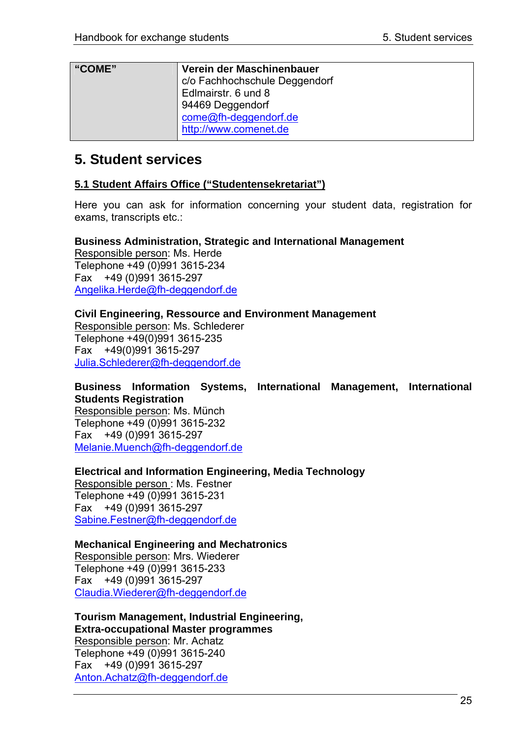| "COME" | **Verein der Maschinenbauer**<br>c/o Fachhochschule Deggendorf<br>Edlmairstr. 6 und 8<br>94469 Deggendorf<br>come@fh-deggendorf.de<br>http://www.comenet.de |
|---|---|

# 5. Student services

## 5.1 Student Affairs Office ("Studentensekretariat")

Here you can ask for information concerning your student data, registration for exams, transcripts etc.:

**Business Administration, Strategic and International Management**
Responsible person: Ms. Herde
Telephone +49 (0)991 3615-234
Fax +49 (0)991 3615-297
Angelika.Herde@fh-deggendorf.de

**Civil Engineering, Ressource and Environment Management**
Responsible person: Ms. Schlederer
Telephone +49(0)991 3615-235
Fax +49(0)991 3615-297
Julia.Schlederer@fh-deggendorf.de

**Business Information Systems, International Management, International Students Registration**
Responsible person: Ms. Münch
Telephone +49 (0)991 3615-232
Fax +49 (0)991 3615-297
Melanie.Muench@fh-deggendorf.de

**Electrical and Information Engineering, Media Technology**
Responsible person : Ms. Festner
Telephone +49 (0)991 3615-231
Fax +49 (0)991 3615-297
Sabine.Festner@fh-deggendorf.de

**Mechanical Engineering and Mechatronics**
Responsible person: Mrs. Wiederer
Telephone +49 (0)991 3615-233
Fax +49 (0)991 3615-297
Claudia.Wiederer@fh-deggendorf.de

**Tourism Management, Industrial Engineering,**
**Extra-occupational Master programmes**
Responsible person: Mr. Achatz
Telephone +49 (0)991 3615-240
Fax +49 (0)991 3615-297
Anton.Achatz@fh-deggendorf.de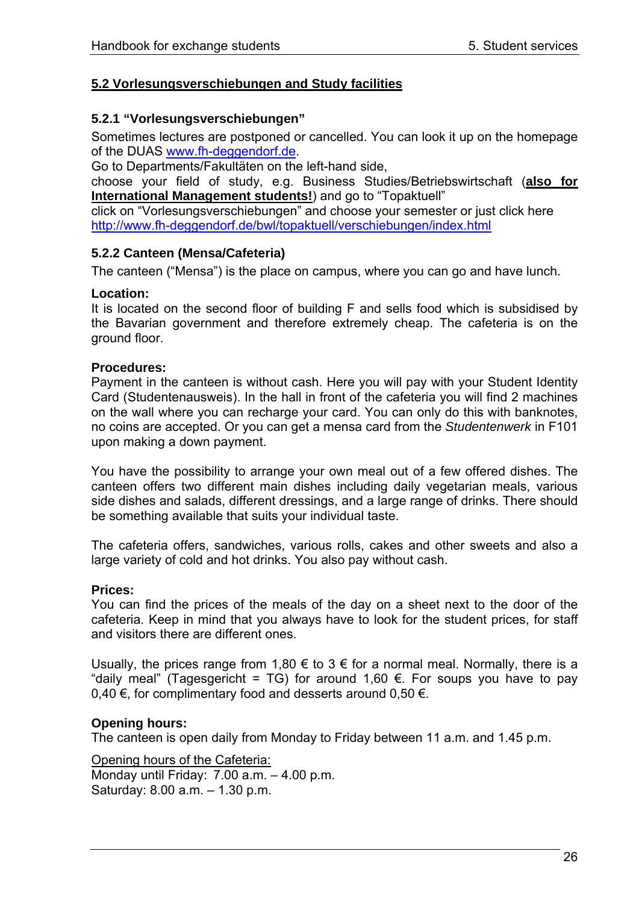## 5.2 Vorlesungsverschiebungen and Study facilities

### 5.2.1 "Vorlesungsverschiebungen"

Sometimes lectures are postponed or cancelled. You can look it up on the homepage of the DUAS [www.fh-deggendorf.de](http://www.fh-deggendorf.de).

Go to Departments/Fakultäten on the left-hand side,

choose your field of study, e.g. Business Studies/Betriebswirtschaft (**also for International Management students!**) and go to "Topaktuell"

click on "Vorlesungsverschiebungen" and choose your semester or just click here [http://www.fh-deggendorf.de/bwl/topaktuell/verschiebungen/index.html](http://www.fh-deggendorf.de/bwl/topaktuell/verschiebungen/index.html)

### 5.2.2 Canteen (Mensa/Cafeteria)

The canteen ("Mensa") is the place on campus, where you can go and have lunch.

**Location:**

It is located on the second floor of building F and sells food which is subsidised by the Bavarian government and therefore extremely cheap. The cafeteria is on the ground floor.

**Procedures:**

Payment in the canteen is without cash. Here you will pay with your Student Identity Card (Studentenausweis). In the hall in front of the cafeteria you will find 2 machines on the wall where you can recharge your card. You can only do this with banknotes, no coins are accepted. Or you can get a mensa card from the *Studentenwerk* in F101 upon making a down payment.

You have the possibility to arrange your own meal out of a few offered dishes. The canteen offers two different main dishes including daily vegetarian meals, various side dishes and salads, different dressings, and a large range of drinks. There should be something available that suits your individual taste.

The cafeteria offers, sandwiches, various rolls, cakes and other sweets and also a large variety of cold and hot drinks. You also pay without cash.

**Prices:**

You can find the prices of the meals of the day on a sheet next to the door of the cafeteria. Keep in mind that you always have to look for the student prices, for staff and visitors there are different ones.

Usually, the prices range from 1,80 € to 3 € for a normal meal. Normally, there is a "daily meal" (Tagesgericht = TG) for around 1,60 €. For soups you have to pay 0,40 €, for complimentary food and desserts around 0,50 €.

**Opening hours:**

The canteen is open daily from Monday to Friday between 11 a.m. and 1.45 p.m.

Opening hours of the Cafeteria:

Monday until Friday: 7.00 a.m. – 4.00 p.m.

Saturday: 8.00 a.m. – 1.30 p.m.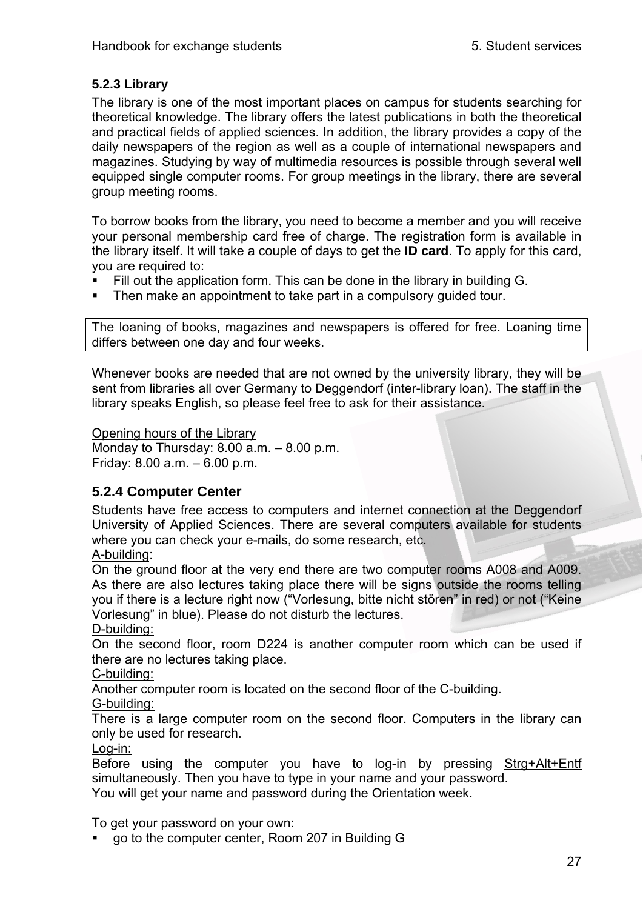### 5.2.3 Library

The library is one of the most important places on campus for students searching for theoretical knowledge. The library offers the latest publications in both the theoretical and practical fields of applied sciences. In addition, the library provides a copy of the daily newspapers of the region as well as a couple of international newspapers and magazines. Studying by way of multimedia resources is possible through several well equipped single computer rooms. For group meetings in the library, there are several group meeting rooms.

To borrow books from the library, you need to become a member and you will receive your personal membership card free of charge. The registration form is available in the library itself. It will take a couple of days to get the **ID card**. To apply for this card, you are required to:

- Fill out the application form. This can be done in the library in building G.
- Then make an appointment to take part in a compulsory guided tour.

The loaning of books, magazines and newspapers is offered for free. Loaning time differs between one day and four weeks.

Whenever books are needed that are not owned by the university library, they will be sent from libraries all over Germany to Deggendorf (inter-library loan). The staff in the library speaks English, so please feel free to ask for their assistance.

Opening hours of the Library
Monday to Thursday: 8.00 a.m. – 8.00 p.m.
Friday: 8.00 a.m. – 6.00 p.m.

### 5.2.4 Computer Center

Students have free access to computers and internet connection at the Deggendorf University of Applied Sciences. There are several computers available for students where you can check your e-mails, do some research, etc.

A-building:
On the ground floor at the very end there are two computer rooms A008 and A009. As there are also lectures taking place there will be signs outside the rooms telling you if there is a lecture right now ("Vorlesung, bitte nicht stören" in red) or not ("Keine Vorlesung" in blue). Please do not disturb the lectures.

D-building:
On the second floor, room D224 is another computer room which can be used if there are no lectures taking place.

C-building:
Another computer room is located on the second floor of the C-building.

G-building:
There is a large computer room on the second floor. Computers in the library can only be used for research.

Log-in:
Before using the computer you have to log-in by pressing Strg+Alt+Entf simultaneously. Then you have to type in your name and your password.
You will get your name and password during the Orientation week.

To get your password on your own:

- go to the computer center, Room 207 in Building G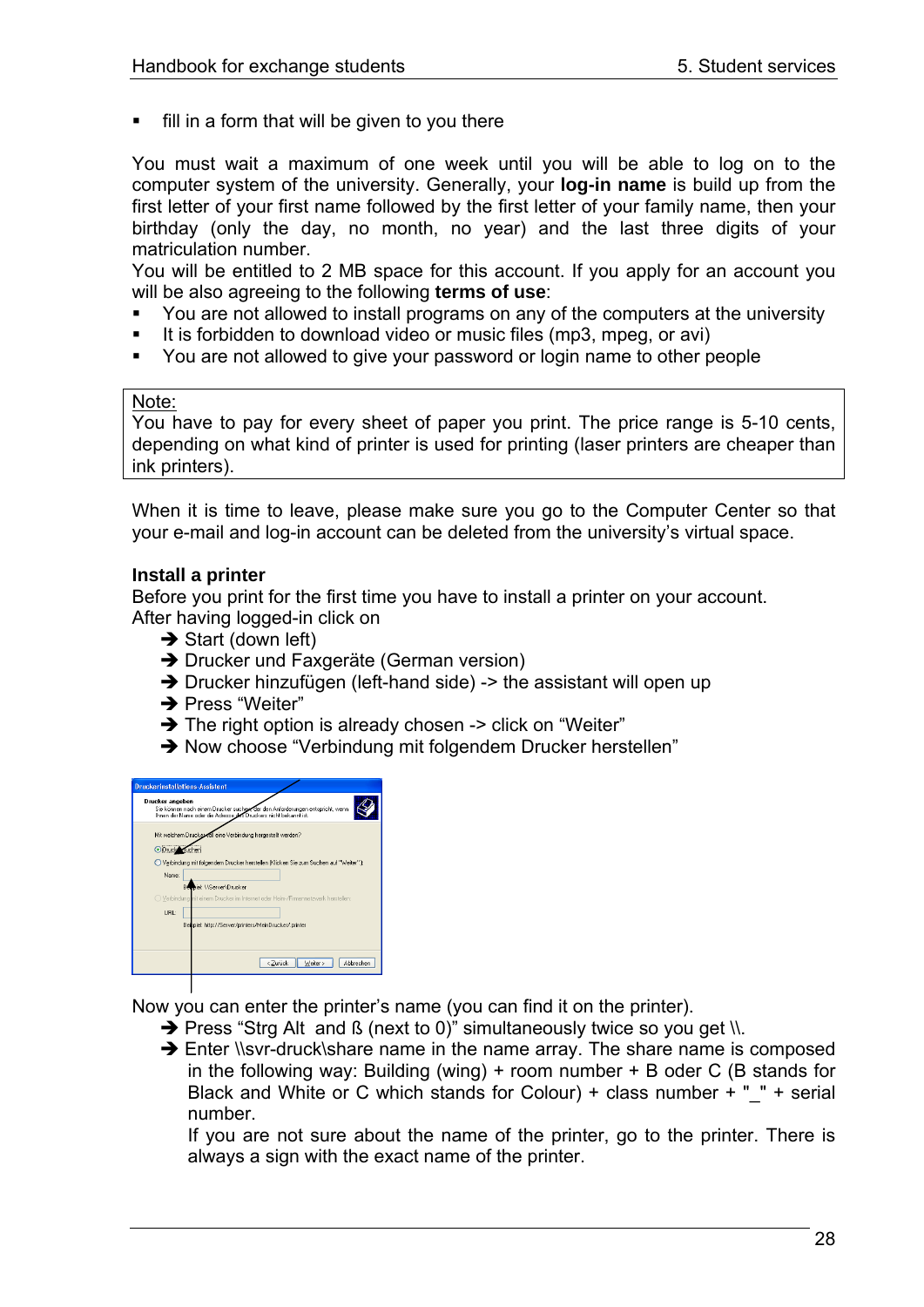- fill in a form that will be given to you there

You must wait a maximum of one week until you will be able to log on to the computer system of the university. Generally, your **log-in name** is build up from the first letter of your first name followed by the first letter of your family name, then your birthday (only the day, no month, no year) and the last three digits of your matriculation number.

You will be entitled to 2 MB space for this account. If you apply for an account you will be also agreeing to the following **terms of use**:

- You are not allowed to install programs on any of the computers at the university
- It is forbidden to download video or music files (mp3, mpeg, or avi)
- You are not allowed to give your password or login name to other people

> Note:
> You have to pay for every sheet of paper you print. The price range is 5-10 cents, depending on what kind of printer is used for printing (laser printers are cheaper than ink printers).

When it is time to leave, please make sure you go to the Computer Center so that your e-mail and log-in account can be deleted from the university's virtual space.

**Install a printer**

Before you print for the first time you have to install a printer on your account.
After having logged-in click on

- ➔ Start (down left)
- ➔ Drucker und Faxgeräte (German version)
- ➔ Drucker hinzufügen (left-hand side) -> the assistant will open up
- ➔ Press "Weiter"
- ➔ The right option is already chosen -> click on "Weiter"
- ➔ Now choose "Verbindung mit folgendem Drucker herstellen"

Now you can enter the printer's name (you can find it on the printer).

- ➔ Press "Strg Alt and ß (next to 0)" simultaneously twice so you get \\.
- ➔ Enter \\svr-druck\share name in the name array. The share name is composed in the following way: Building (wing) + room number + B oder C (B stands for Black and White or C which stands for Colour) + class number + "_" + serial number.

  If you are not sure about the name of the printer, go to the printer. There is always a sign with the exact name of the printer.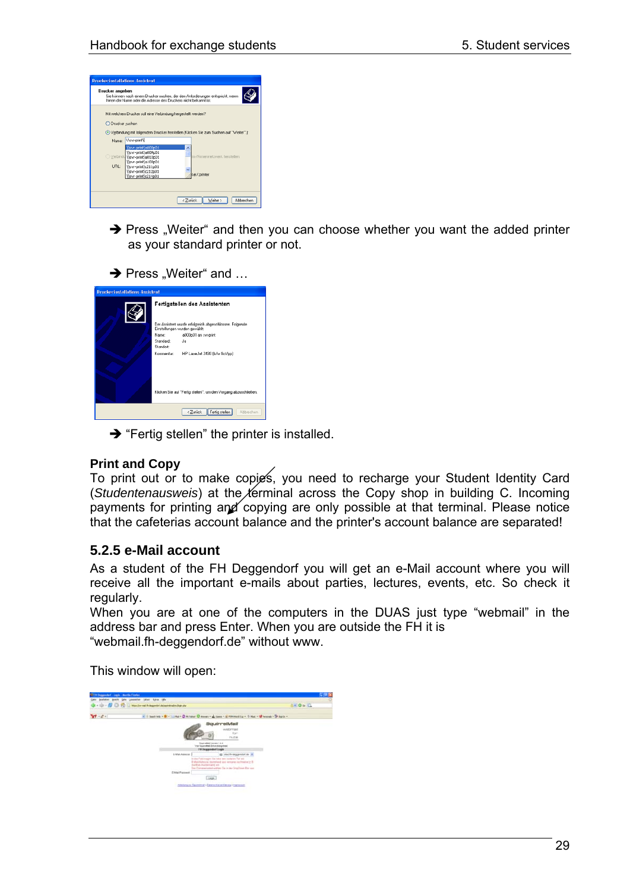➔ Press „Weiter“ and then you can choose whether you want the added printer as your standard printer or not.

➔ Press „Weiter“ and …

➔ “Fertig stellen” the printer is installed.

**Print and Copy**

To print out or to make copies, you need to recharge your Student Identity Card (*Studentenausweis*) at the terminal across the Copy shop in building C. Incoming payments for printing and copying are only possible at that terminal. Please notice that the cafeterias account balance and the printer's account balance are separated!

### 5.2.5 e-Mail account

As a student of the FH Deggendorf you will get an e-Mail account where you will receive all the important e-mails about parties, lectures, events, etc. So check it regularly.

When you are at one of the computers in the DUAS just type “webmail” in the address bar and press Enter. When you are outside the FH it is “webmail.fh-deggendorf.de” without www.

This window will open: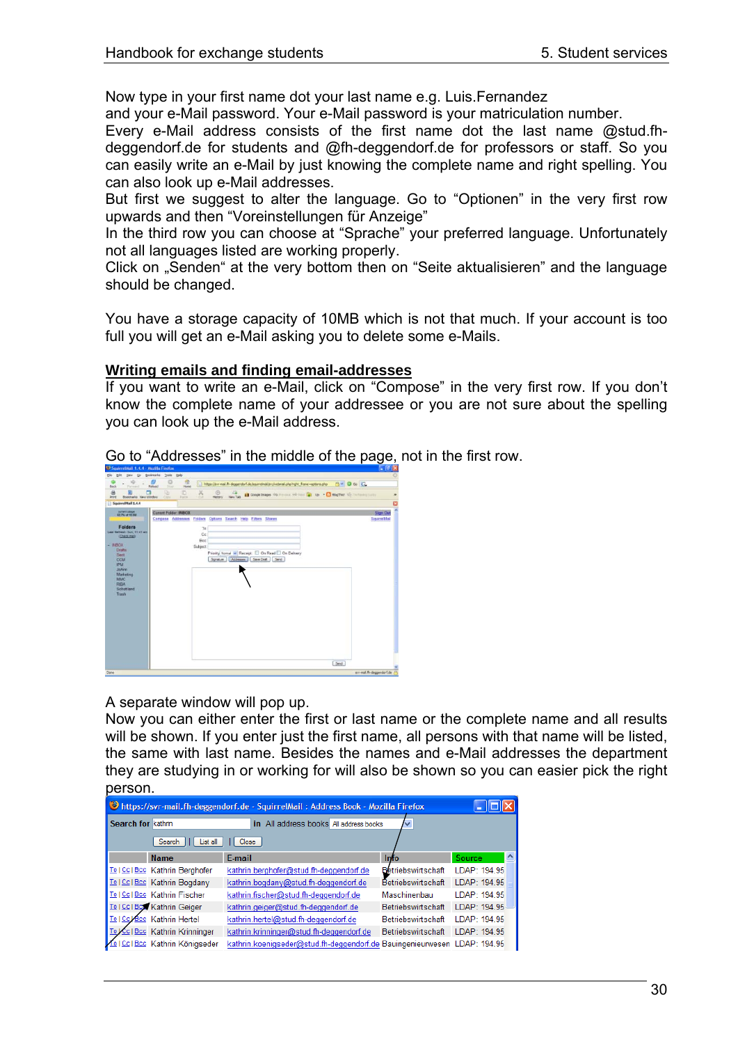Now type in your first name dot your last name e.g. Luis.Fernandez and your e-Mail password. Your e-Mail password is your matriculation number. Every e-Mail address consists of the first name dot the last name @stud.fh-deggendorf.de for students and @fh-deggendorf.de for professors or staff. So you can easily write an e-Mail by just knowing the complete name and right spelling. You can also look up e-Mail addresses.

But first we suggest to alter the language. Go to “Optionen” in the very first row upwards and then “Voreinstellungen für Anzeige”

In the third row you can choose at “Sprache” your preferred language. Unfortunately not all languages listed are working properly.

Click on „Senden“ at the very bottom then on “Seite aktualisieren” and the language should be changed.

You have a storage capacity of 10MB which is not that much. If your account is too full you will get an e-Mail asking you to delete some e-Mails.

## Writing emails and finding email-addresses

If you want to write an e-Mail, click on “Compose” in the very first row. If you don’t know the complete name of your addressee or you are not sure about the spelling you can look up the e-Mail address.

Go to “Addresses” in the middle of the page, not in the first row.

A separate window will pop up.

Now you can either enter the first or last name or the complete name and all results will be shown. If you enter just the first name, all persons with that name will be listed, the same with last name. Besides the names and e-Mail addresses the department they are studying in or working for will also be shown so you can easier pick the right person.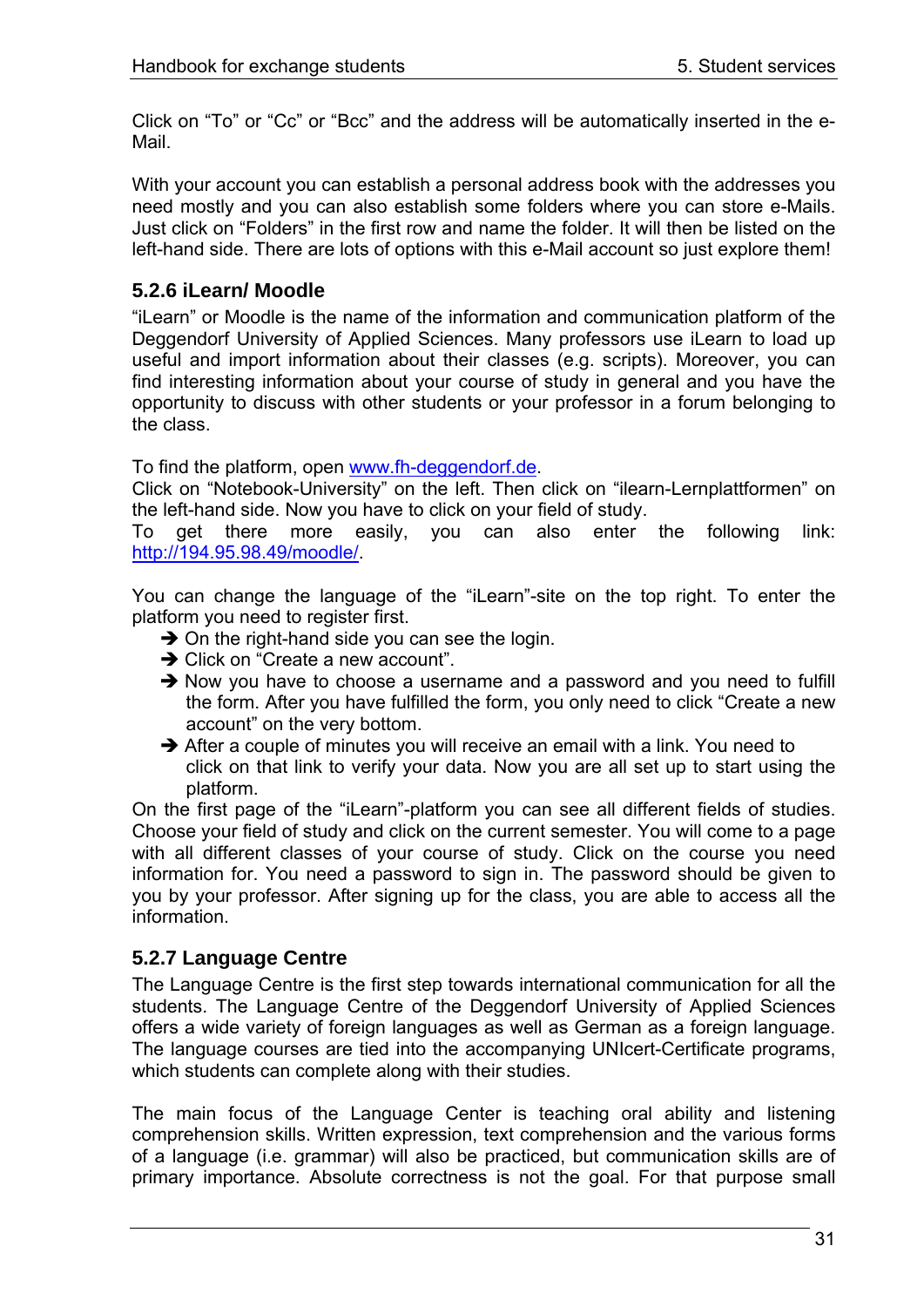Click on “To” or “Cc” or “Bcc” and the address will be automatically inserted in the e-Mail.

With your account you can establish a personal address book with the addresses you need mostly and you can also establish some folders where you can store e-Mails. Just click on “Folders” in the first row and name the folder. It will then be listed on the left-hand side. There are lots of options with this e-Mail account so just explore them!

### 5.2.6 iLearn/ Moodle

“iLearn” or Moodle is the name of the information and communication platform of the Deggendorf University of Applied Sciences. Many professors use iLearn to load up useful and import information about their classes (e.g. scripts). Moreover, you can find interesting information about your course of study in general and you have the opportunity to discuss with other students or your professor in a forum belonging to the class.

To find the platform, open www.fh-deggendorf.de.
Click on “Notebook-University” on the left. Then click on “ilearn-Lernplattformen” on the left-hand side. Now you have to click on your field of study.
To get there more easily, you can also enter the following link: http://194.95.98.49/moodle/.

You can change the language of the “iLearn”-site on the top right. To enter the platform you need to register first.

- ➔ On the right-hand side you can see the login.
- ➔ Click on “Create a new account”.
- ➔ Now you have to choose a username and a password and you need to fulfill the form. After you have fulfilled the form, you only need to click “Create a new account” on the very bottom.
- ➔ After a couple of minutes you will receive an email with a link. You need to click on that link to verify your data. Now you are all set up to start using the platform.

On the first page of the “iLearn”-platform you can see all different fields of studies. Choose your field of study and click on the current semester. You will come to a page with all different classes of your course of study. Click on the course you need information for. You need a password to sign in. The password should be given to you by your professor. After signing up for the class, you are able to access all the information.

### 5.2.7 Language Centre

The Language Centre is the first step towards international communication for all the students. The Language Centre of the Deggendorf University of Applied Sciences offers a wide variety of foreign languages as well as German as a foreign language. The language courses are tied into the accompanying UNIcert-Certificate programs, which students can complete along with their studies.

The main focus of the Language Center is teaching oral ability and listening comprehension skills. Written expression, text comprehension and the various forms of a language (i.e. grammar) will also be practiced, but communication skills are of primary importance. Absolute correctness is not the goal. For that purpose small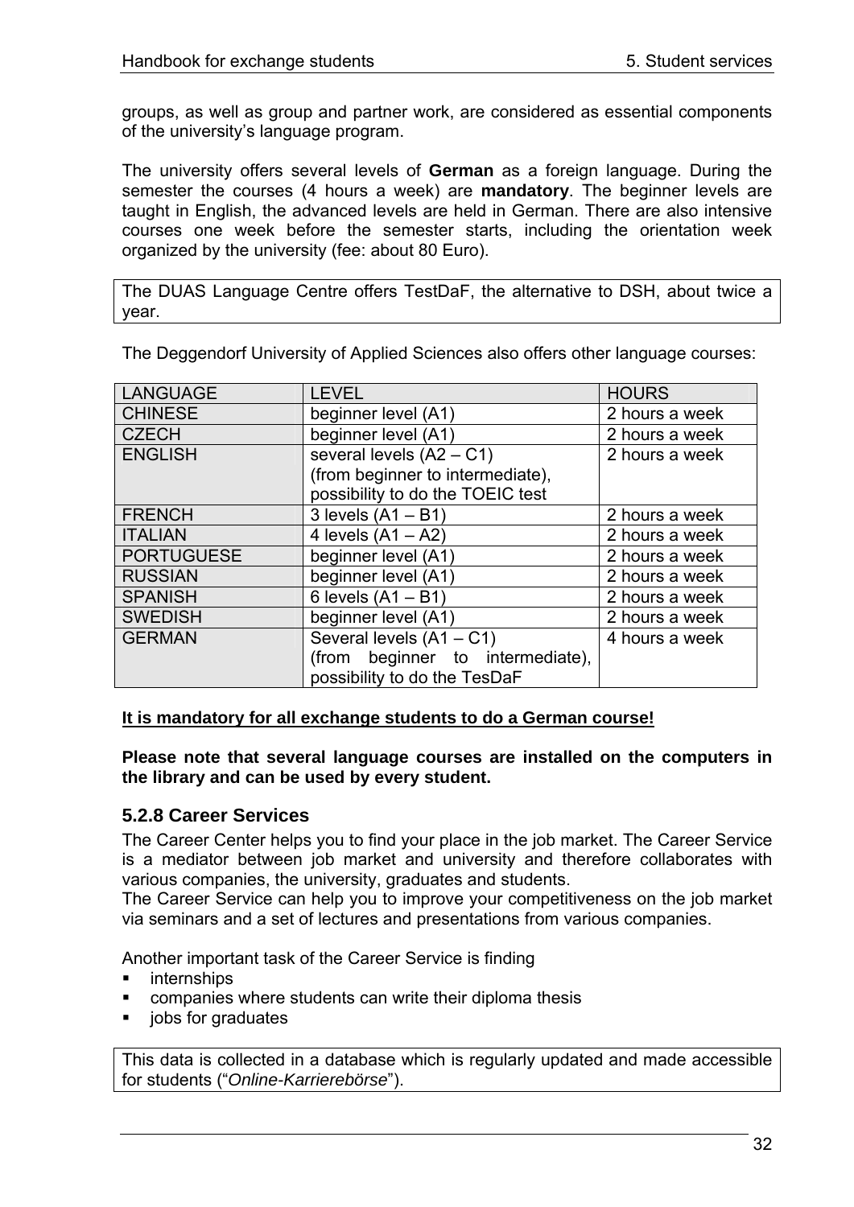groups, as well as group and partner work, are considered as essential components of the university's language program.

The university offers several levels of **German** as a foreign language. During the semester the courses (4 hours a week) are **mandatory**. The beginner levels are taught in English, the advanced levels are held in German. There are also intensive courses one week before the semester starts, including the orientation week organized by the university (fee: about 80 Euro).

The DUAS Language Centre offers TestDaF, the alternative to DSH, about twice a year.

The Deggendorf University of Applied Sciences also offers other language courses:

| LANGUAGE | LEVEL | HOURS |
| --- | --- | --- |
| CHINESE | beginner level (A1) | 2 hours a week |
| CZECH | beginner level (A1) | 2 hours a week |
| ENGLISH | several levels (A2 – C1) (from beginner to intermediate), possibility to do the TOEIC test | 2 hours a week |
| FRENCH | 3 levels (A1 – B1) | 2 hours a week |
| ITALIAN | 4 levels (A1 – A2) | 2 hours a week |
| PORTUGUESE | beginner level (A1) | 2 hours a week |
| RUSSIAN | beginner level (A1) | 2 hours a week |
| SPANISH | 6 levels (A1 – B1) | 2 hours a week |
| SWEDISH | beginner level (A1) | 2 hours a week |
| GERMAN | Several levels (A1 – C1) (from beginner to intermediate), possibility to do the TesDaF | 4 hours a week |

**It is mandatory for all exchange students to do a German course!**

**Please note that several language courses are installed on the computers in the library and can be used by every student.**

### 5.2.8 Career Services

The Career Center helps you to find your place in the job market. The Career Service is a mediator between job market and university and therefore collaborates with various companies, the university, graduates and students.
The Career Service can help you to improve your competitiveness on the job market via seminars and a set of lectures and presentations from various companies.

Another important task of the Career Service is finding

- internships
- companies where students can write their diploma thesis
- jobs for graduates

This data is collected in a database which is regularly updated and made accessible for students ("*Online-Karrierebörse*").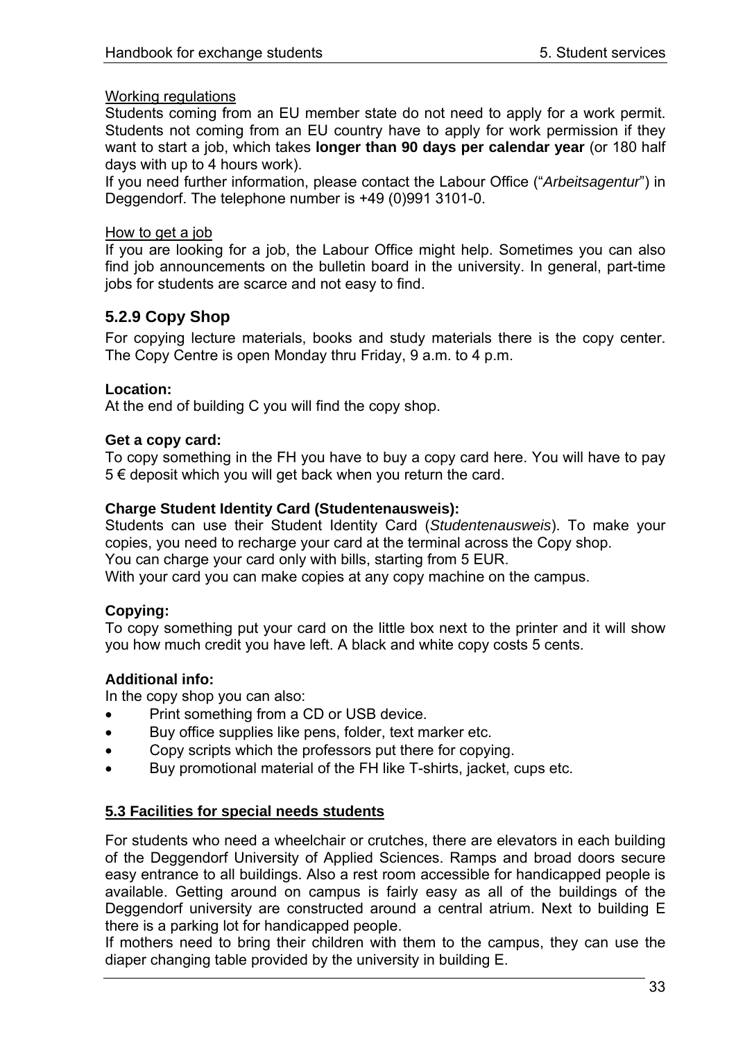Working regulations

Students coming from an EU member state do not need to apply for a work permit. Students not coming from an EU country have to apply for work permission if they want to start a job, which takes **longer than 90 days per calendar year** (or 180 half days with up to 4 hours work).

If you need further information, please contact the Labour Office ("*Arbeitsagentur*") in Deggendorf. The telephone number is +49 (0)991 3101-0.

How to get a job

If you are looking for a job, the Labour Office might help. Sometimes you can also find job announcements on the bulletin board in the university. In general, part-time jobs for students are scarce and not easy to find.

### 5.2.9 Copy Shop

For copying lecture materials, books and study materials there is the copy center. The Copy Centre is open Monday thru Friday, 9 a.m. to 4 p.m.

**Location:**

At the end of building C you will find the copy shop.

**Get a copy card:**

To copy something in the FH you have to buy a copy card here. You will have to pay 5 € deposit which you will get back when you return the card.

**Charge Student Identity Card (Studentenausweis):**

Students can use their Student Identity Card (*Studentenausweis*). To make your copies, you need to recharge your card at the terminal across the Copy shop.

You can charge your card only with bills, starting from 5 EUR.

With your card you can make copies at any copy machine on the campus.

**Copying:**

To copy something put your card on the little box next to the printer and it will show you how much credit you have left. A black and white copy costs 5 cents.

**Additional info:**

In the copy shop you can also:

- Print something from a CD or USB device.
- Buy office supplies like pens, folder, text marker etc.
- Copy scripts which the professors put there for copying.
- Buy promotional material of the FH like T-shirts, jacket, cups etc.

## 5.3 Facilities for special needs students

For students who need a wheelchair or crutches, there are elevators in each building of the Deggendorf University of Applied Sciences. Ramps and broad doors secure easy entrance to all buildings. Also a rest room accessible for handicapped people is available. Getting around on campus is fairly easy as all of the buildings of the Deggendorf university are constructed around a central atrium. Next to building E there is a parking lot for handicapped people.

If mothers need to bring their children with them to the campus, they can use the diaper changing table provided by the university in building E.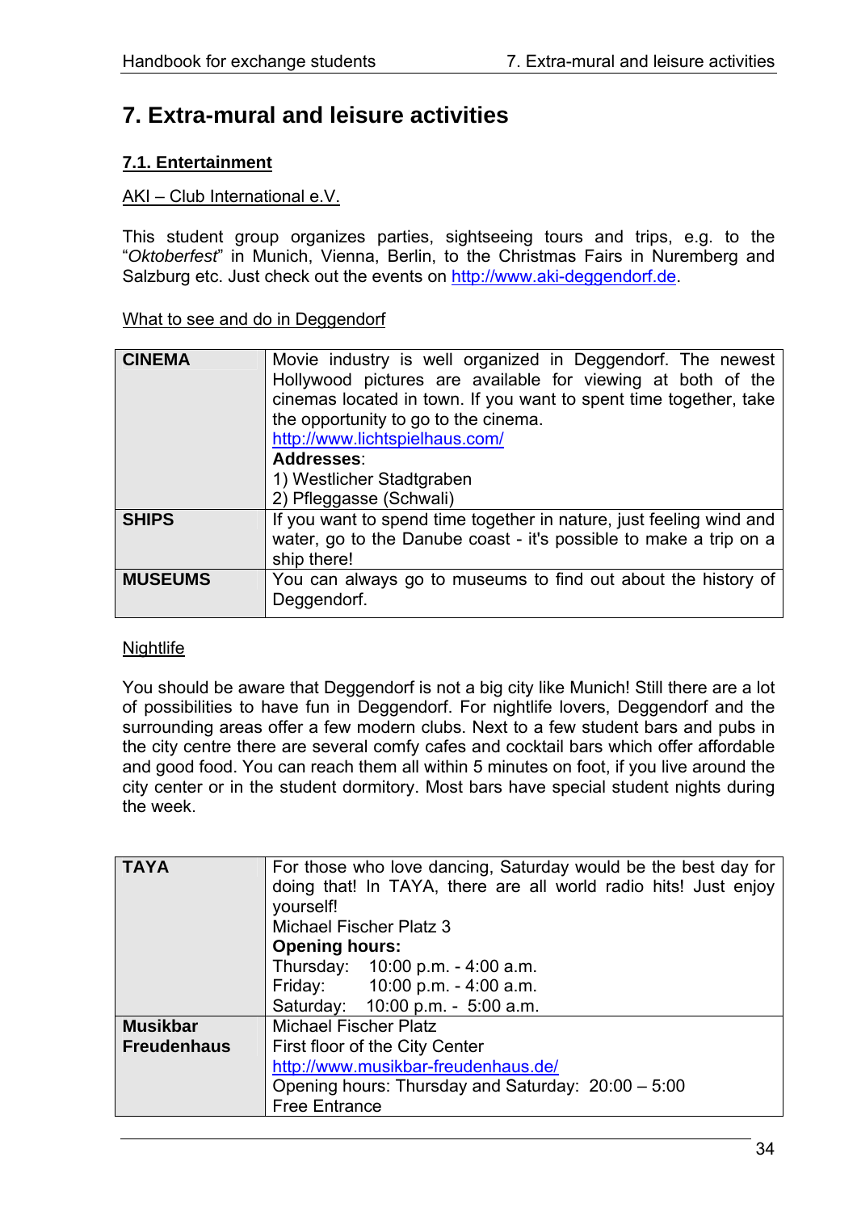# 7. Extra-mural and leisure activities

## 7.1. Entertainment

AKI – Club International e.V.

This student group organizes parties, sightseeing tours and trips, e.g. to the "*Oktoberfest*" in Munich, Vienna, Berlin, to the Christmas Fairs in Nuremberg and Salzburg etc. Just check out the events on http://www.aki-deggendorf.de.

What to see and do in Deggendorf

| | |
|---|---|
| **CINEMA** | Movie industry is well organized in Deggendorf. The newest Hollywood pictures are available for viewing at both of the cinemas located in town. If you want to spent time together, take the opportunity to go to the cinema.<br>http://www.lichtspielhaus.com/<br>**Addresses**:<br>1) Westlicher Stadtgraben<br>2) Pfleggasse (Schwali) |
| **SHIPS** | If you want to spend time together in nature, just feeling wind and water, go to the Danube coast - it's possible to make a trip on a ship there! |
| **MUSEUMS** | You can always go to museums to find out about the history of Deggendorf. |

Nightlife

You should be aware that Deggendorf is not a big city like Munich! Still there are a lot of possibilities to have fun in Deggendorf. For nightlife lovers, Deggendorf and the surrounding areas offer a few modern clubs. Next to a few student bars and pubs in the city centre there are several comfy cafes and cocktail bars which offer affordable and good food. You can reach them all within 5 minutes on foot, if you live around the city center or in the student dormitory. Most bars have special student nights during the week.

| | |
|---|---|
| **TAYA** | For those who love dancing, Saturday would be the best day for doing that! In TAYA, there are all world radio hits! Just enjoy yourself!<br>Michael Fischer Platz 3<br>**Opening hours:**<br>Thursday: 10:00 p.m. - 4:00 a.m.<br>Friday: 10:00 p.m. - 4:00 a.m.<br>Saturday: 10:00 p.m. - 5:00 a.m. |
| **Musikbar Freudenhaus** | Michael Fischer Platz<br>First floor of the City Center<br>http://www.musikbar-freudenhaus.de/<br>Opening hours: Thursday and Saturday: 20:00 – 5:00<br>Free Entrance |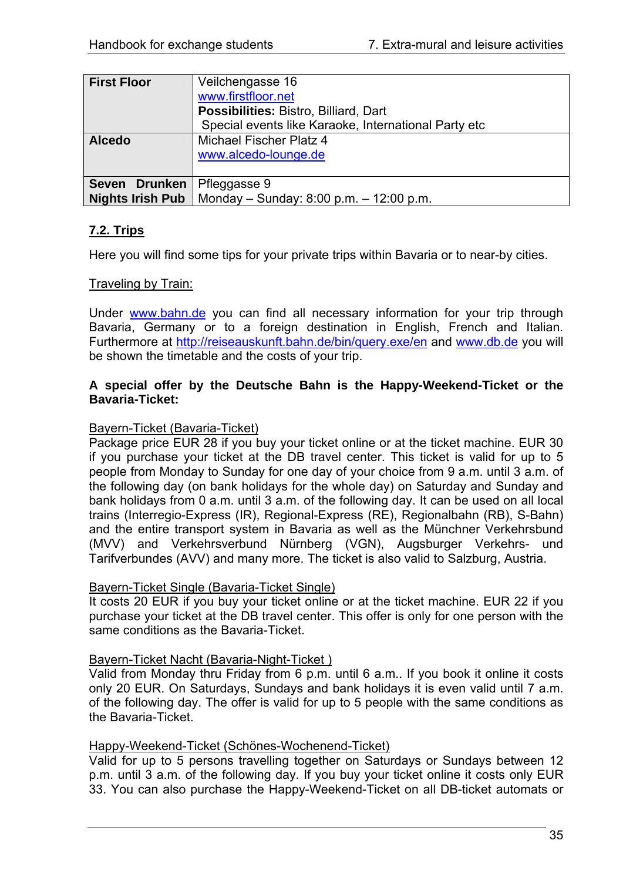| First Floor | Veilchengasse 16<br>www.firstfloor.net<br>**Possibilities:** Bistro, Billiard, Dart<br>Special events like Karaoke, International Party etc |
|---|---|
| **Alcedo** | Michael Fischer Platz 4<br>www.alcedo-lounge.de |
| **Seven Drunken Nights Irish Pub** | Pfleggasse 9<br>Monday – Sunday: 8:00 p.m. – 12:00 p.m. |

## 7.2. Trips

Here you will find some tips for your private trips within Bavaria or to near-by cities.

Traveling by Train:

Under www.bahn.de you can find all necessary information for your trip through Bavaria, Germany or to a foreign destination in English, French and Italian. Furthermore at http://reiseauskunft.bahn.de/bin/query.exe/en and www.db.de you will be shown the timetable and the costs of your trip.

**A special offer by the Deutsche Bahn is the Happy-Weekend-Ticket or the Bavaria-Ticket:**

Bayern-Ticket (Bavaria-Ticket)
Package price EUR 28 if you buy your ticket online or at the ticket machine. EUR 30 if you purchase your ticket at the DB travel center. This ticket is valid for up to 5 people from Monday to Sunday for one day of your choice from 9 a.m. until 3 a.m. of the following day (on bank holidays for the whole day) on Saturday and Sunday and bank holidays from 0 a.m. until 3 a.m. of the following day. It can be used on all local trains (Interregio-Express (IR), Regional-Express (RE), Regionalbahn (RB), S-Bahn) and the entire transport system in Bavaria as well as the Münchner Verkehrsbund (MVV) and Verkehrsverbund Nürnberg (VGN), Augsburger Verkehrs- und Tarifverbundes (AVV) and many more. The ticket is also valid to Salzburg, Austria.

Bayern-Ticket Single (Bavaria-Ticket Single)
It costs 20 EUR if you buy your ticket online or at the ticket machine. EUR 22 if you purchase your ticket at the DB travel center. This offer is only for one person with the same conditions as the Bavaria-Ticket.

Bayern-Ticket Nacht (Bavaria-Night-Ticket )
Valid from Monday thru Friday from 6 p.m. until 6 a.m.. If you book it online it costs only 20 EUR. On Saturdays, Sundays and bank holidays it is even valid until 7 a.m. of the following day. The offer is valid for up to 5 people with the same conditions as the Bavaria-Ticket.

Happy-Weekend-Ticket (Schönes-Wochenend-Ticket)
Valid for up to 5 persons travelling together on Saturdays or Sundays between 12 p.m. until 3 a.m. of the following day. If you buy your ticket online it costs only EUR 33. You can also purchase the Happy-Weekend-Ticket on all DB-ticket automats or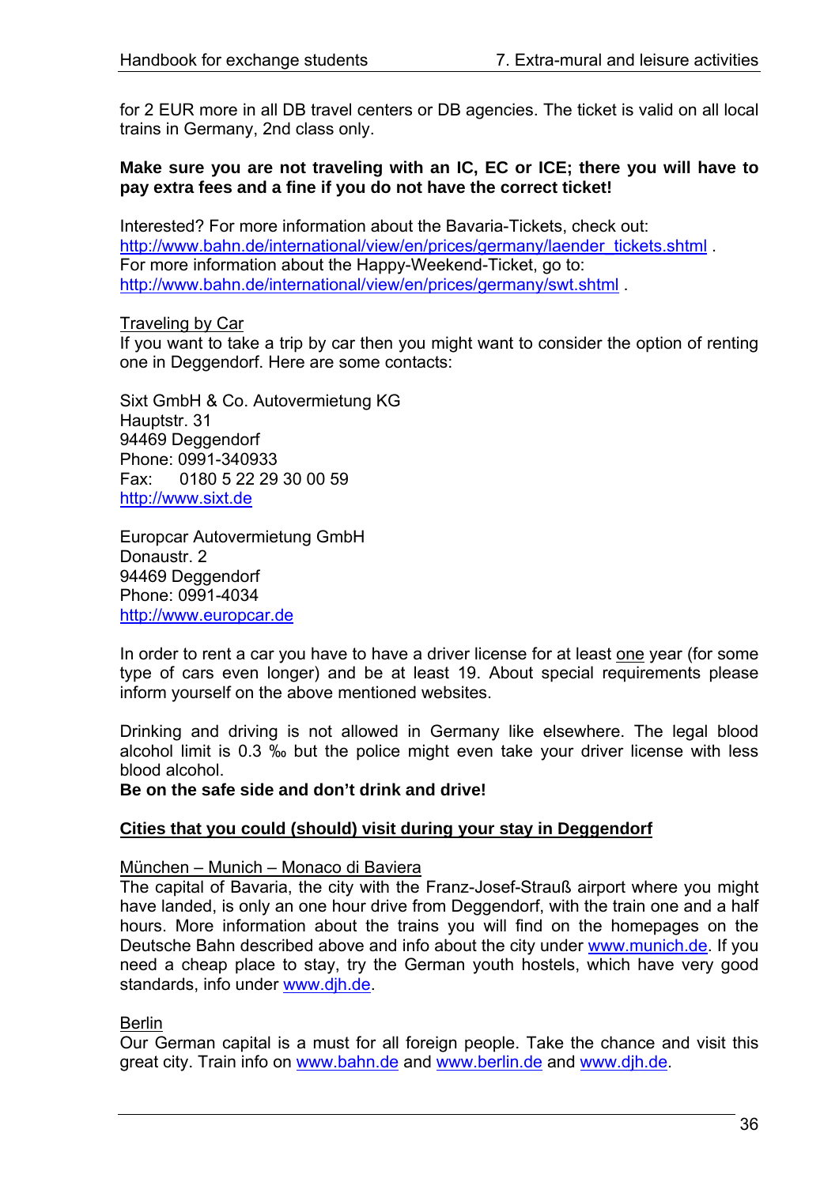for 2 EUR more in all DB travel centers or DB agencies. The ticket is valid on all local trains in Germany, 2nd class only.

**Make sure you are not traveling with an IC, EC or ICE; there you will have to pay extra fees and a fine if you do not have the correct ticket!**

Interested? For more information about the Bavaria-Tickets, check out: http://www.bahn.de/international/view/en/prices/germany/laender_tickets.shtml .
For more information about the Happy-Weekend-Ticket, go to: http://www.bahn.de/international/view/en/prices/germany/swt.shtml .

<u>Traveling by Car</u>

If you want to take a trip by car then you might want to consider the option of renting one in Deggendorf. Here are some contacts:

Sixt GmbH & Co. Autovermietung KG
Hauptstr. 31
94469 Deggendorf
Phone: 0991-340933
Fax: 0180 5 22 29 30 00 59
http://www.sixt.de

Europcar Autovermietung GmbH
Donaustr. 2
94469 Deggendorf
Phone: 0991-4034
http://www.europcar.de

In order to rent a car you have to have a driver license for at least <u>one</u> year (for some type of cars even longer) and be at least 19. About special requirements please inform yourself on the above mentioned websites.

Drinking and driving is not allowed in Germany like elsewhere. The legal blood alcohol limit is 0.3 ‰ but the police might even take your driver license with less blood alcohol.
**Be on the safe side and don't drink and drive!**

## <u>Cities that you could (should) visit during your stay in Deggendorf</u>

<u>München – Munich – Monaco di Baviera</u>

The capital of Bavaria, the city with the Franz-Josef-Strauß airport where you might have landed, is only an one hour drive from Deggendorf, with the train one and a half hours. More information about the trains you will find on the homepages on the Deutsche Bahn described above and info about the city under www.munich.de. If you need a cheap place to stay, try the German youth hostels, which have very good standards, info under www.djh.de.

<u>Berlin</u>

Our German capital is a must for all foreign people. Take the chance and visit this great city. Train info on www.bahn.de and www.berlin.de and www.djh.de.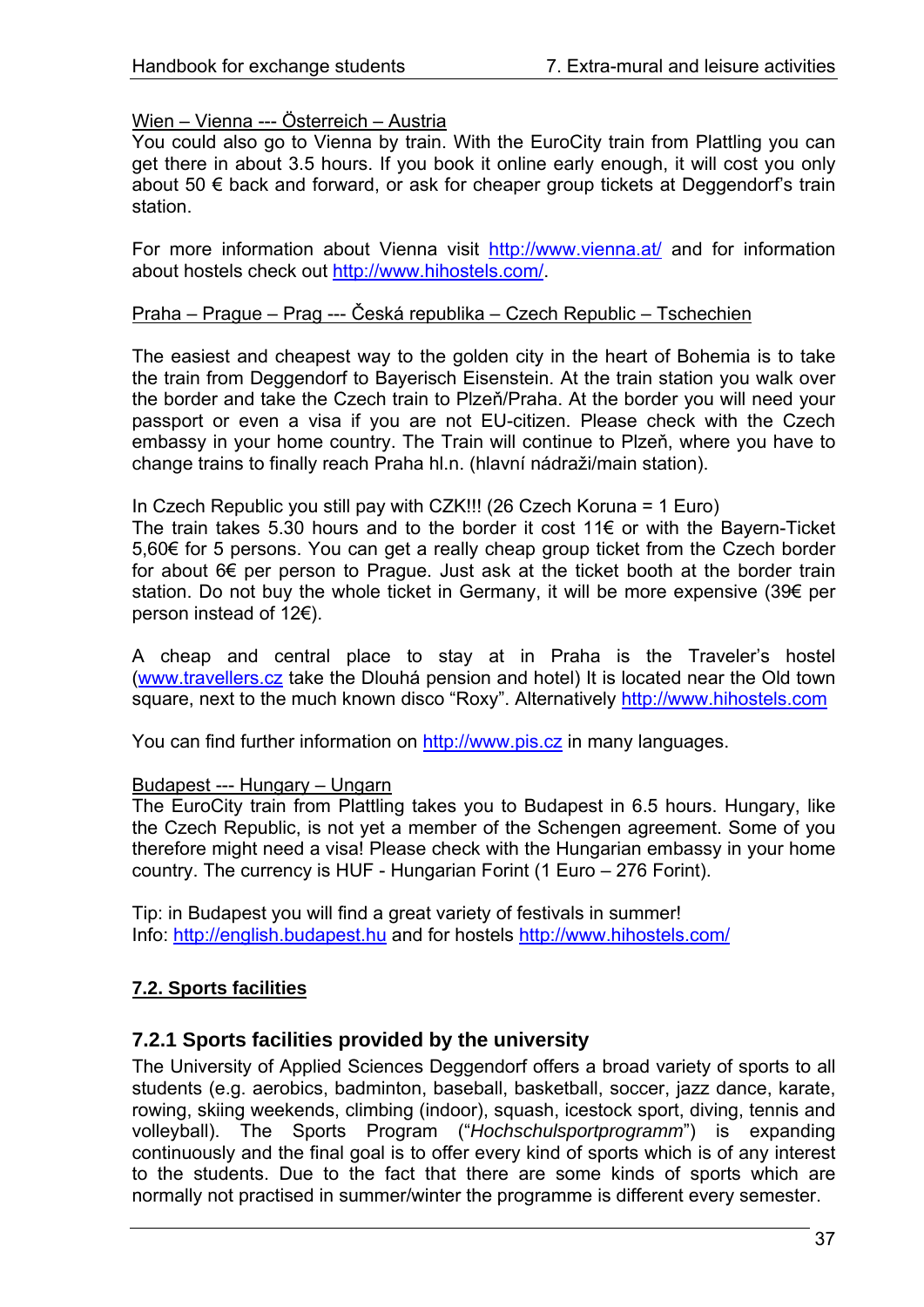Wien – Vienna --- Österreich – Austria
You could also go to Vienna by train. With the EuroCity train from Plattling you can get there in about 3.5 hours. If you book it online early enough, it will cost you only about 50 € back and forward, or ask for cheaper group tickets at Deggendorf's train station.

For more information about Vienna visit http://www.vienna.at/ and for information about hostels check out http://www.hihostels.com/.

Praha – Prague – Prag --- Česká republika – Czech Republic – Tschechien

The easiest and cheapest way to the golden city in the heart of Bohemia is to take the train from Deggendorf to Bayerisch Eisenstein. At the train station you walk over the border and take the Czech train to Plzeň/Praha. At the border you will need your passport or even a visa if you are not EU-citizen. Please check with the Czech embassy in your home country. The Train will continue to Plzeň, where you have to change trains to finally reach Praha hl.n. (hlavní nádraži/main station).

In Czech Republic you still pay with CZK!!! (26 Czech Koruna = 1 Euro)
The train takes 5.30 hours and to the border it cost 11€ or with the Bayern-Ticket 5,60€ for 5 persons. You can get a really cheap group ticket from the Czech border for about 6€ per person to Prague. Just ask at the ticket booth at the border train station. Do not buy the whole ticket in Germany, it will be more expensive (39€ per person instead of 12€).

A cheap and central place to stay at in Praha is the Traveler's hostel (www.travellers.cz take the Dlouhá pension and hotel) It is located near the Old town square, next to the much known disco "Roxy". Alternatively http://www.hihostels.com

You can find further information on http://www.pis.cz in many languages.

Budapest --- Hungary – Ungarn
The EuroCity train from Plattling takes you to Budapest in 6.5 hours. Hungary, like the Czech Republic, is not yet a member of the Schengen agreement. Some of you therefore might need a visa! Please check with the Hungarian embassy in your home country. The currency is HUF - Hungarian Forint (1 Euro – 276 Forint).

Tip: in Budapest you will find a great variety of festivals in summer!
Info: http://english.budapest.hu and for hostels http://www.hihostels.com/

## 7.2. Sports facilities

### 7.2.1 Sports facilities provided by the university

The University of Applied Sciences Deggendorf offers a broad variety of sports to all students (e.g. aerobics, badminton, baseball, basketball, soccer, jazz dance, karate, rowing, skiing weekends, climbing (indoor), squash, icestock sport, diving, tennis and volleyball). The Sports Program ("*Hochschulsportprogramm*") is expanding continuously and the final goal is to offer every kind of sports which is of any interest to the students. Due to the fact that there are some kinds of sports which are normally not practised in summer/winter the programme is different every semester.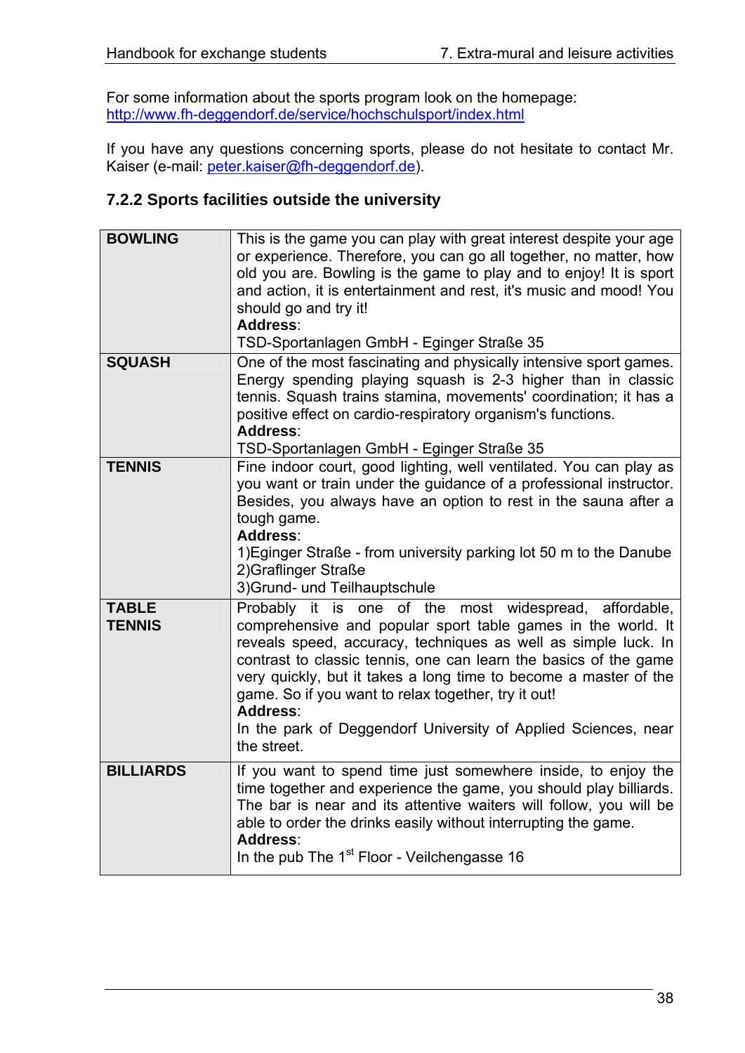For some information about the sports program look on the homepage: http://www.fh-deggendorf.de/service/hochschulsport/index.html

If you have any questions concerning sports, please do not hesitate to contact Mr. Kaiser (e-mail: peter.kaiser@fh-deggendorf.de).

### 7.2.2 Sports facilities outside the university

| | |
|---|---|
| **BOWLING** | This is the game you can play with great interest despite your age or experience. Therefore, you can go all together, no matter, how old you are. Bowling is the game to play and to enjoy! It is sport and action, it is entertainment and rest, it's music and mood! You should go and try it!<br>**Address**:<br>TSD-Sportanlagen GmbH - Eginger Straße 35 |
| **SQUASH** | One of the most fascinating and physically intensive sport games. Energy spending playing squash is 2-3 higher than in classic tennis. Squash trains stamina, movements' coordination; it has a positive effect on cardio-respiratory organism's functions.<br>**Address**:<br>TSD-Sportanlagen GmbH - Eginger Straße 35 |
| **TENNIS** | Fine indoor court, good lighting, well ventilated. You can play as you want or train under the guidance of a professional instructor. Besides, you always have an option to rest in the sauna after a tough game.<br>**Address**:<br>1)Eginger Straße - from university parking lot 50 m to the Danube<br>2)Graflinger Straße<br>3)Grund- und Teilhauptschule |
| **TABLE TENNIS** | Probably it is one of the most widespread, affordable, comprehensive and popular sport table games in the world. It reveals speed, accuracy, techniques as well as simple luck. In contrast to classic tennis, one can learn the basics of the game very quickly, but it takes a long time to become a master of the game. So if you want to relax together, try it out!<br>**Address**:<br>In the park of Deggendorf University of Applied Sciences, near the street. |
| **BILLIARDS** | If you want to spend time just somewhere inside, to enjoy the time together and experience the game, you should play billiards. The bar is near and its attentive waiters will follow, you will be able to order the drinks easily without interrupting the game.<br>**Address**:<br>In the pub The 1st Floor - Veilchengasse 16 |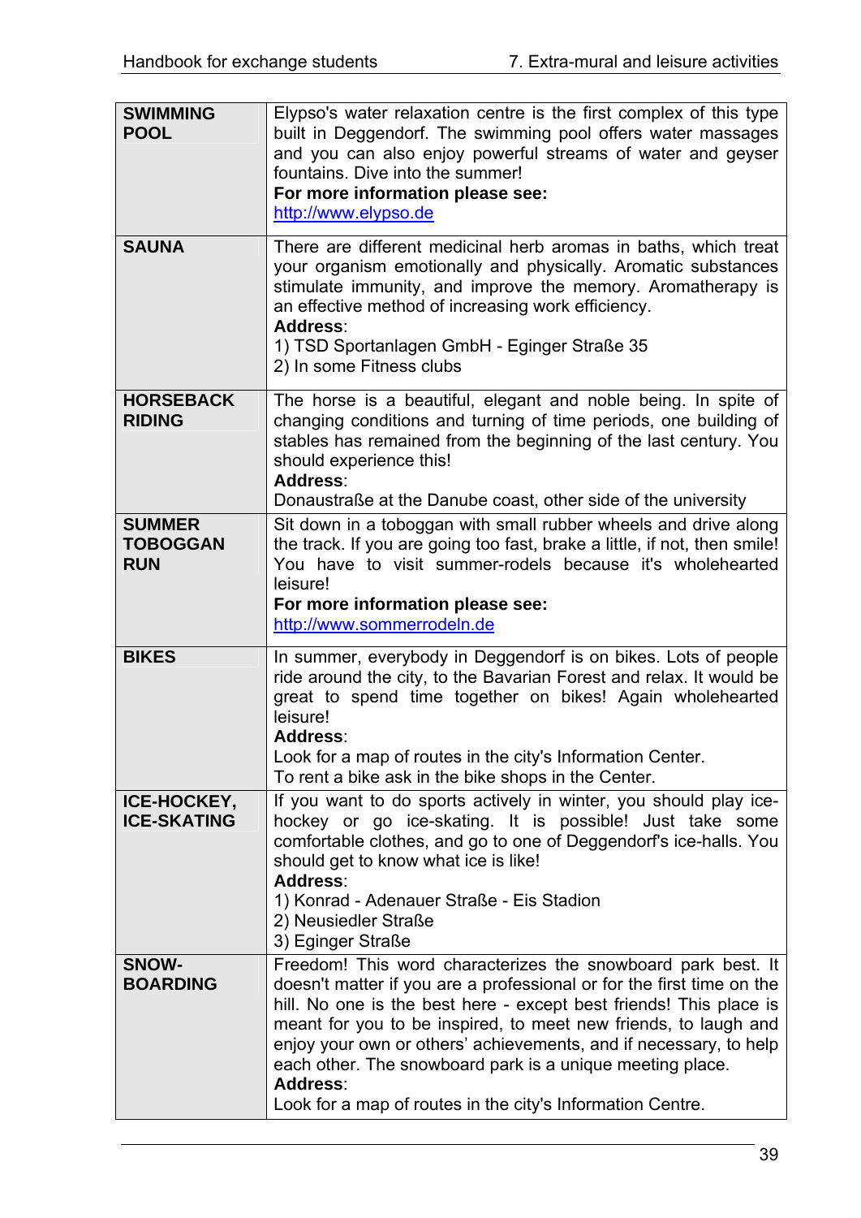| | |
|---|---|
| **SWIMMING POOL** | Elypso's water relaxation centre is the first complex of this type built in Deggendorf. The swimming pool offers water massages and you can also enjoy powerful streams of water and geyser fountains. Dive into the summer!<br>**For more information please see:**<br>http://www.elypso.de |
| **SAUNA** | There are different medicinal herb aromas in baths, which treat your organism emotionally and physically. Aromatic substances stimulate immunity, and improve the memory. Aromatherapy is an effective method of increasing work efficiency.<br>**Address**:<br>1) TSD Sportanlagen GmbH - Eginger Straße 35<br>2) In some Fitness clubs |
| **HORSEBACK RIDING** | The horse is a beautiful, elegant and noble being. In spite of changing conditions and turning of time periods, one building of stables has remained from the beginning of the last century. You should experience this!<br>**Address**:<br>Donaustraße at the Danube coast, other side of the university |
| **SUMMER TOBOGGAN RUN** | Sit down in a toboggan with small rubber wheels and drive along the track. If you are going too fast, brake a little, if not, then smile! You have to visit summer-rodels because it's wholehearted leisure!<br>**For more information please see:**<br>http://www.sommerrodeln.de |
| **BIKES** | In summer, everybody in Deggendorf is on bikes. Lots of people ride around the city, to the Bavarian Forest and relax. It would be great to spend time together on bikes! Again wholehearted leisure!<br>**Address**:<br>Look for a map of routes in the city's Information Center.<br>To rent a bike ask in the bike shops in the Center. |
| **ICE-HOCKEY, ICE-SKATING** | If you want to do sports actively in winter, you should play ice-hockey or go ice-skating. It is possible! Just take some comfortable clothes, and go to one of Deggendorf's ice-halls. You should get to know what ice is like!<br>**Address**:<br>1) Konrad - Adenauer Straße - Eis Stadion<br>2) Neusiedler Straße<br>3) Eginger Straße |
| **SNOW-BOARDING** | Freedom! This word characterizes the snowboard park best. It doesn't matter if you are a professional or for the first time on the hill. No one is the best here - except best friends! This place is meant for you to be inspired, to meet new friends, to laugh and enjoy your own or others' achievements, and if necessary, to help each other. The snowboard park is a unique meeting place.<br>**Address**:<br>Look for a map of routes in the city's Information Centre. |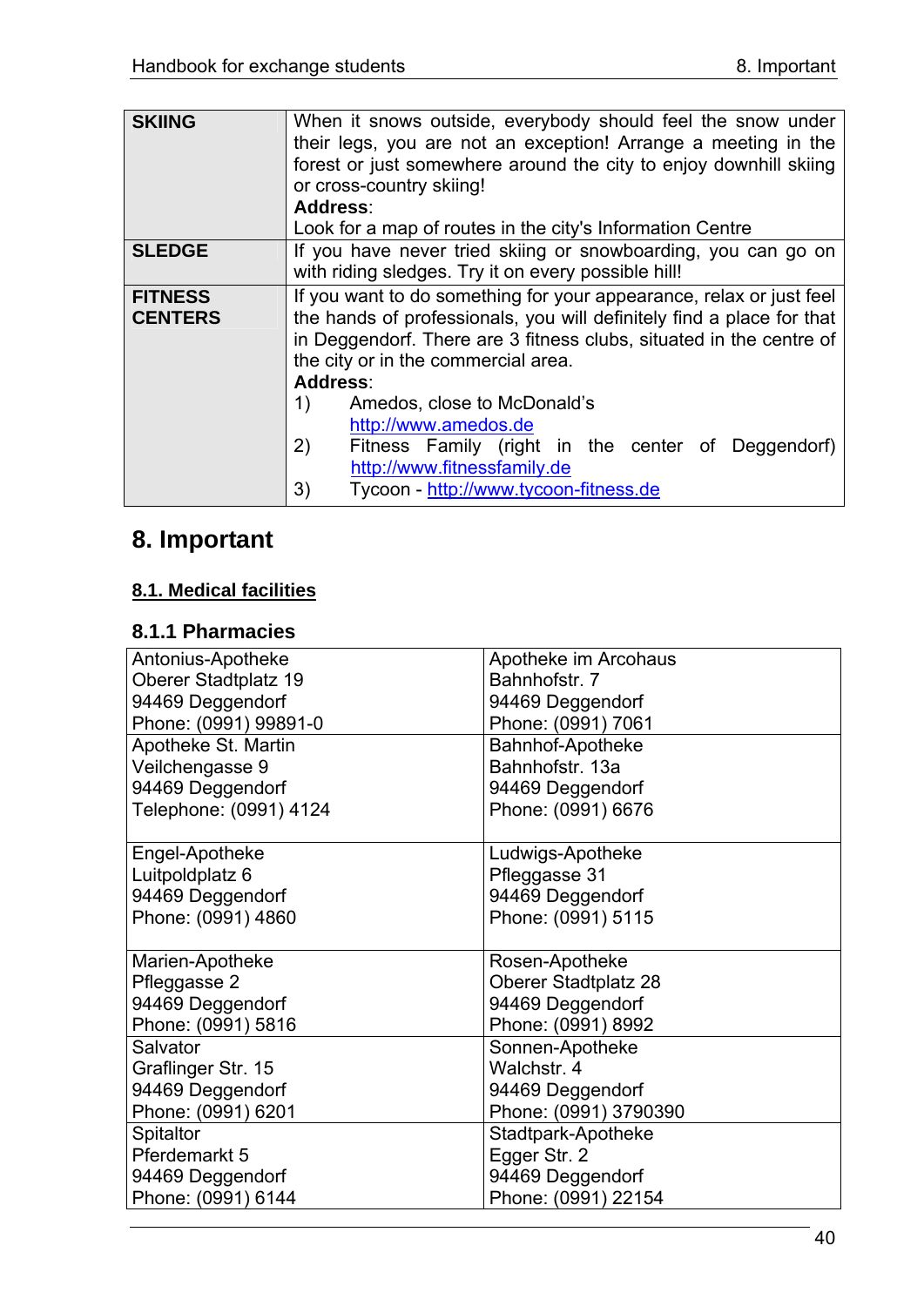| | |
|---|---|
| **SKIING** | When it snows outside, everybody should feel the snow under their legs, you are not an exception! Arrange a meeting in the forest or just somewhere around the city to enjoy downhill skiing or cross-country skiing!<br>**Address**:<br>Look for a map of routes in the city's Information Centre |
| **SLEDGE** | If you have never tried skiing or snowboarding, you can go on with riding sledges. Try it on every possible hill! |
| **FITNESS CENTERS** | If you want to do something for your appearance, relax or just feel the hands of professionals, you will definitely find a place for that in Deggendorf. There are 3 fitness clubs, situated in the centre of the city or in the commercial area.<br>**Address**:<br>1) Amedos, close to McDonald's http://www.amedos.de<br>2) Fitness Family (right in the center of Deggendorf) http://www.fitnessfamily.de<br>3) Tycoon - http://www.tycoon-fitness.de |

# 8. Important

## 8.1. Medical facilities

### 8.1.1 Pharmacies

| | |
|---|---|
| Antonius-Apotheke<br>Oberer Stadtplatz 19<br>94469 Deggendorf<br>Phone: (0991) 99891-0 | Apotheke im Arcohaus<br>Bahnhofstr. 7<br>94469 Deggendorf<br>Phone: (0991) 7061 |
| Apotheke St. Martin<br>Veilchengasse 9<br>94469 Deggendorf<br>Telephone: (0991) 4124 | Bahnhof-Apotheke<br>Bahnhofstr. 13a<br>94469 Deggendorf<br>Phone: (0991) 6676 |
| Engel-Apotheke<br>Luitpoldplatz 6<br>94469 Deggendorf<br>Phone: (0991) 4860 | Ludwigs-Apotheke<br>Pfleggasse 31<br>94469 Deggendorf<br>Phone: (0991) 5115 |
| Marien-Apotheke<br>Pfleggasse 2<br>94469 Deggendorf<br>Phone: (0991) 5816 | Rosen-Apotheke<br>Oberer Stadtplatz 28<br>94469 Deggendorf<br>Phone: (0991) 8992 |
| Salvator<br>Graflinger Str. 15<br>94469 Deggendorf<br>Phone: (0991) 6201 | Sonnen-Apotheke<br>Walchstr. 4<br>94469 Deggendorf<br>Phone: (0991) 3790390 |
| Spitaltor<br>Pferdemarkt 5<br>94469 Deggendorf<br>Phone: (0991) 6144 | Stadtpark-Apotheke<br>Egger Str. 2<br>94469 Deggendorf<br>Phone: (0991) 22154 |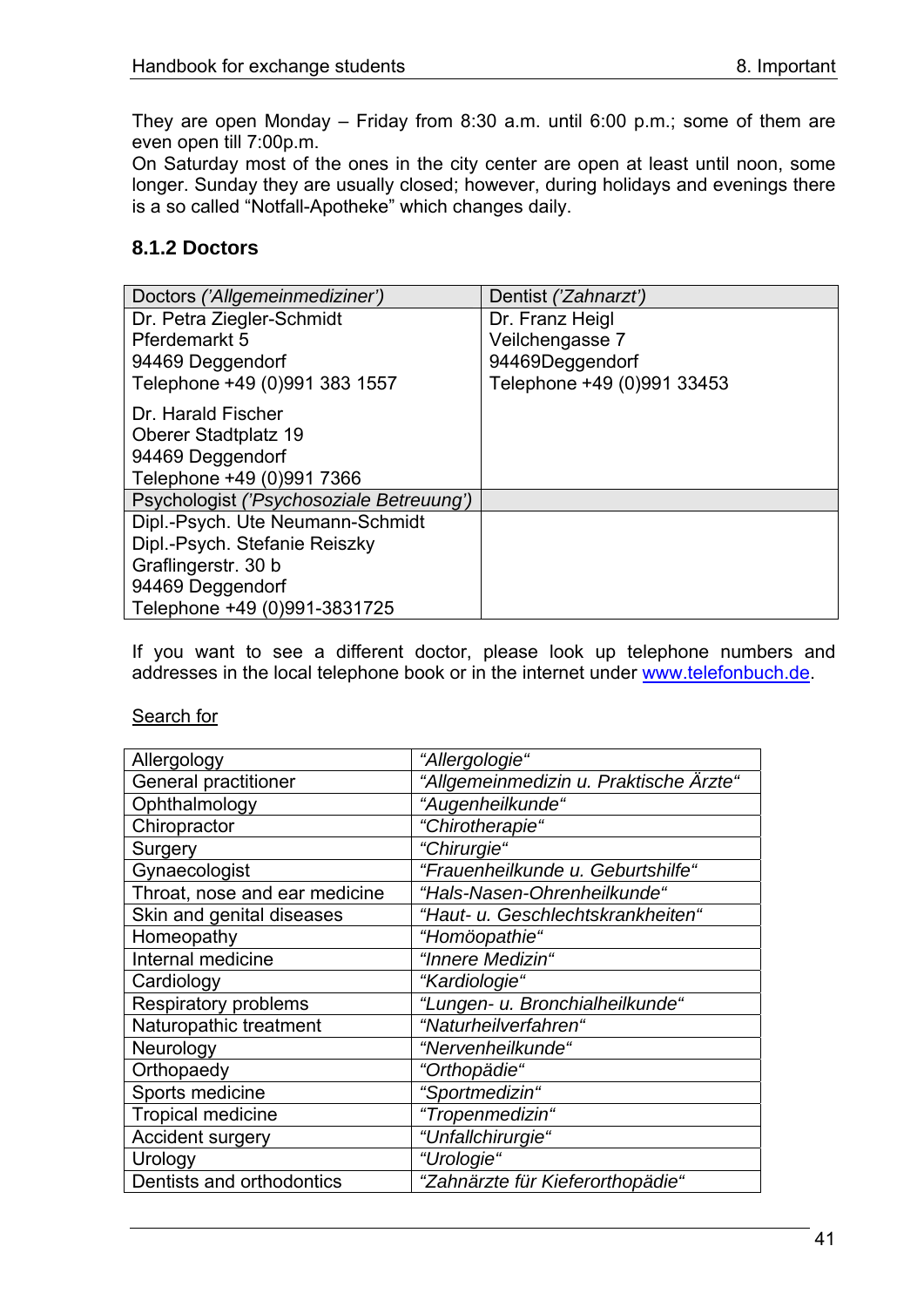They are open Monday – Friday from 8:30 a.m. until 6:00 p.m.; some of them are even open till 7:00p.m.
On Saturday most of the ones in the city center are open at least until noon, some longer. Sunday they are usually closed; however, during holidays and evenings there is a so called "Notfall-Apotheke" which changes daily.

### 8.1.2 Doctors

| Doctors *('Allgemeinmediziner')* | Dentist *('Zahnarzt')* |
|---|---|
| Dr. Petra Ziegler-Schmidt<br>Pferdemarkt 5<br>94469 Deggendorf<br>Telephone +49 (0)991 383 1557<br><br>Dr. Harald Fischer<br>Oberer Stadtplatz 19<br>94469 Deggendorf<br>Telephone +49 (0)991 7366 | Dr. Franz Heigl<br>Veilchengasse 7<br>94469Deggendorf<br>Telephone +49 (0)991 33453 |
| Psychologist *('Psychosoziale Betreuung')* | |
| Dipl.-Psych. Ute Neumann-Schmidt<br>Dipl.-Psych. Stefanie Reiszky<br>Graflingerstr. 30 b<br>94469 Deggendorf<br>Telephone +49 (0)991-3831725 | |

If you want to see a different doctor, please look up telephone numbers and addresses in the local telephone book or in the internet under www.telefonbuch.de.

Search for

| Allergology | *"Allergologie"* |
|---|---|
| General practitioner | *"Allgemeinmedizin u. Praktische Ärzte"* |
| Ophthalmology | *"Augenheilkunde"* |
| Chiropractor | *"Chirotherapie"* |
| Surgery | *"Chirurgie"* |
| Gynaecologist | *"Frauenheilkunde u. Geburtshilfe"* |
| Throat, nose and ear medicine | *"Hals-Nasen-Ohrenheilkunde"* |
| Skin and genital diseases | *"Haut- u. Geschlechtskrankheiten"* |
| Homeopathy | *"Homöopathie"* |
| Internal medicine | *"Innere Medizin"* |
| Cardiology | *"Kardiologie"* |
| Respiratory problems | *"Lungen- u. Bronchialheilkunde"* |
| Naturopathic treatment | *"Naturheilverfahren"* |
| Neurology | *"Nervenheilkunde"* |
| Orthopaedy | *"Orthopädie"* |
| Sports medicine | *"Sportmedizin"* |
| Tropical medicine | *"Tropenmedizin"* |
| Accident surgery | *"Unfallchirurgie"* |
| Urology | *"Urologie"* |
| Dentists and orthodontics | *"Zahnärzte für Kieferorthopädie"* |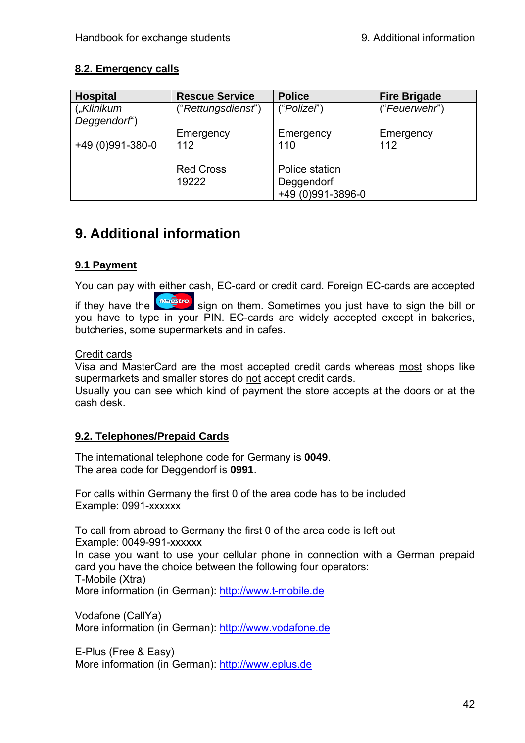### 8.2. Emergency calls

| Hospital | Rescue Service | Police | Fire Brigade |
|---|---|---|---|
| („*Klinikum Deggendorf*“)<br><br>+49 (0)991-380-0 | (“*Rettungsdienst*”)<br><br>Emergency 112<br><br>Red Cross 19222 | (“*Polizei*”)<br><br>Emergency 110<br><br>Police station Deggendorf +49 (0)991-3896-0 | (“*Feuerwehr*”)<br><br>Emergency 112 |

# 9. Additional information

### 9.1 Payment

You can pay with either cash, EC-card or credit card. Foreign EC-cards are accepted if they have the Maestro sign on them. Sometimes you just have to sign the bill or you have to type in your PIN. EC-cards are widely accepted except in bakeries, butcheries, some supermarkets and in cafes.

Credit cards

Visa and MasterCard are the most accepted credit cards whereas most shops like supermarkets and smaller stores do not accept credit cards.
Usually you can see which kind of payment the store accepts at the doors or at the cash desk.

### 9.2. Telephones/Prepaid Cards

The international telephone code for Germany is **0049**.
The area code for Deggendorf is **0991**.

For calls within Germany the first 0 of the area code has to be included
Example: 0991-xxxxxx

To call from abroad to Germany the first 0 of the area code is left out
Example: 0049-991-xxxxxx
In case you want to use your cellular phone in connection with a German prepaid card you have the choice between the following four operators:
T-Mobile (Xtra)
More information (in German): http://www.t-mobile.de

Vodafone (CallYa)
More information (in German): http://www.vodafone.de

E-Plus (Free & Easy)
More information (in German): http://www.eplus.de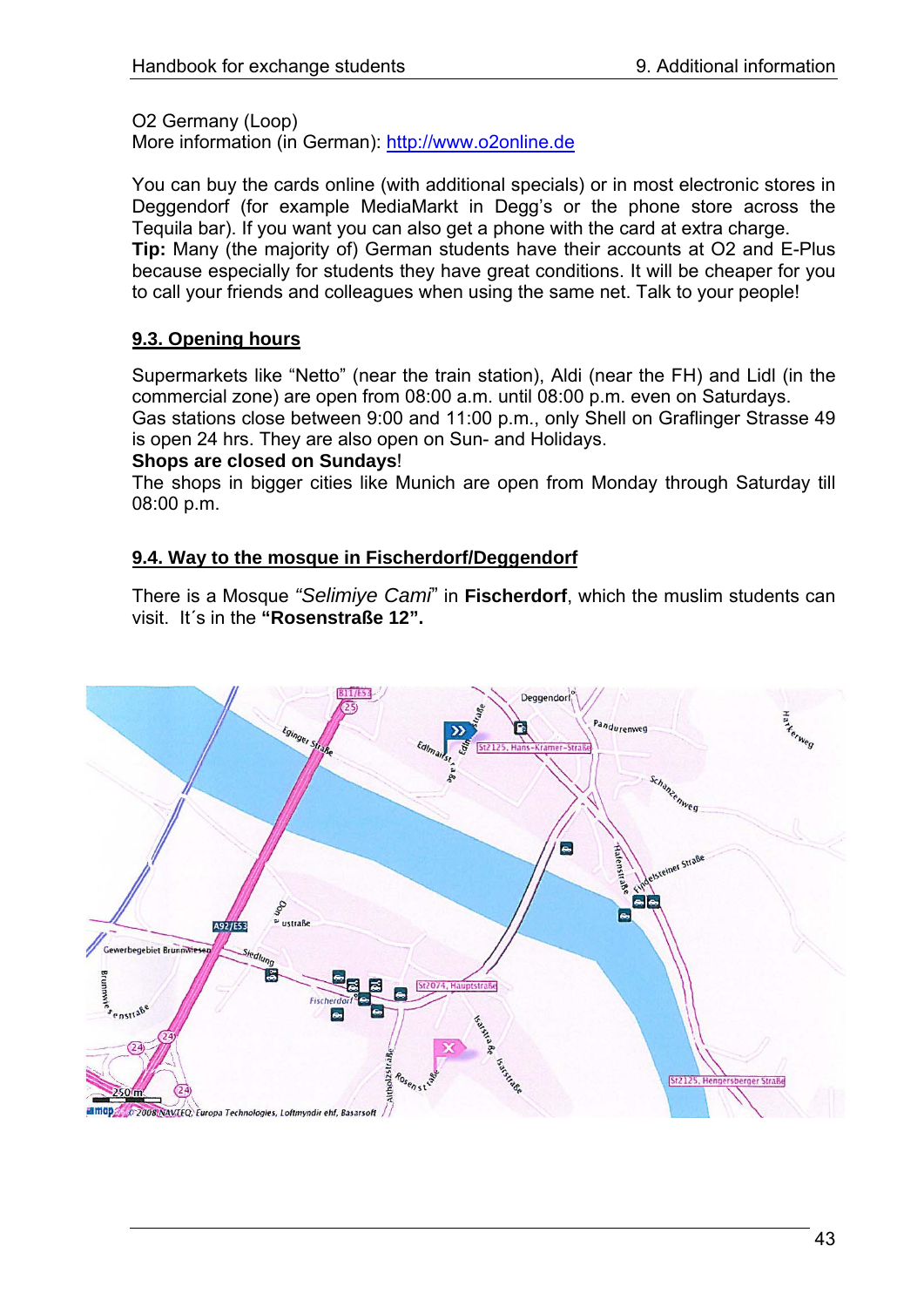O2 Germany (Loop)
More information (in German): http://www.o2online.de

You can buy the cards online (with additional specials) or in most electronic stores in Deggendorf (for example MediaMarkt in Degg's or the phone store across the Tequila bar). If you want you can also get a phone with the card at extra charge.
**Tip:** Many (the majority of) German students have their accounts at O2 and E-Plus because especially for students they have great conditions. It will be cheaper for you to call your friends and colleagues when using the same net. Talk to your people!

## 9.3. Opening hours

Supermarkets like "Netto" (near the train station), Aldi (near the FH) and Lidl (in the commercial zone) are open from 08:00 a.m. until 08:00 p.m. even on Saturdays.
Gas stations close between 9:00 and 11:00 p.m., only Shell on Graflinger Strasse 49 is open 24 hrs. They are also open on Sun- and Holidays.
**Shops are closed on Sundays**!
The shops in bigger cities like Munich are open from Monday through Saturday till 08:00 p.m.

## 9.4. Way to the mosque in Fischerdorf/Deggendorf

There is a Mosque *"Selimiye Cami"* in **Fischerdorf**, which the muslim students can visit. It´s in the **"Rosenstraße 12".**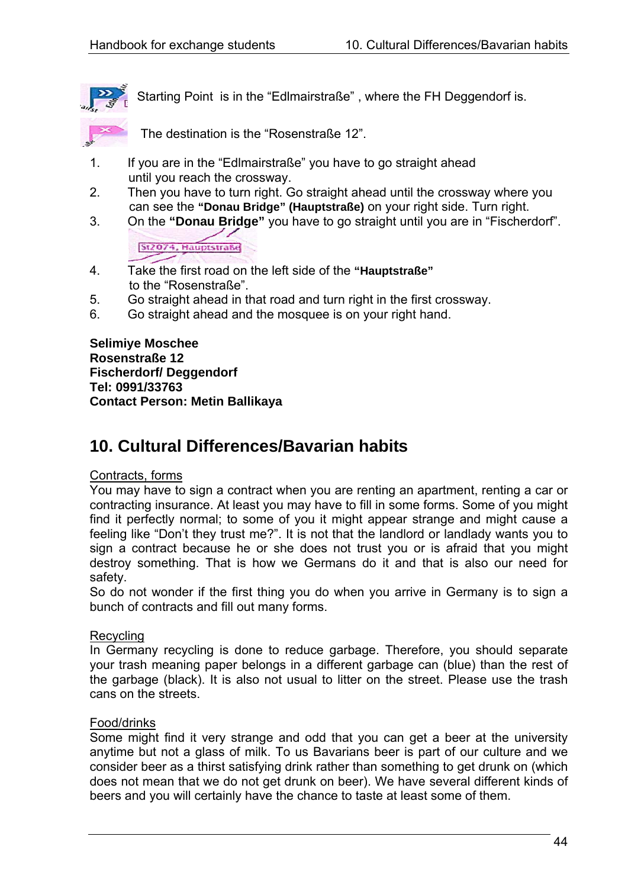Starting Point is in the “Edlmairstraße” , where the FH Deggendorf is.

The destination is the “Rosenstraße 12”.

1. If you are in the “Edlmairstraße” you have to go straight ahead until you reach the crossway.
2. Then you have to turn right. Go straight ahead until the crossway where you can see the **“Donau Bridge” (Hauptstraße)** on your right side. Turn right.
3. On the **“Donau Bridge”** you have to go straight until you are in “Fischerdorf”.
4. Take the first road on the left side of the **“Hauptstraße”** to the “Rosenstraße”.
5. Go straight ahead in that road and turn right in the first crossway.
6. Go straight ahead and the mosque is on your right hand.

**Selimiye Moschee**
**Rosenstraße 12**
**Fischerdorf/ Deggendorf**
**Tel: 0991/33763**
**Contact Person: Metin Ballikaya**

## 10. Cultural Differences/Bavarian habits

Contracts, forms

You may have to sign a contract when you are renting an apartment, renting a car or contracting insurance. At least you may have to fill in some forms. Some of you might find it perfectly normal; to some of you it might appear strange and might cause a feeling like “Don’t they trust me?”. It is not that the landlord or landlady wants you to sign a contract because he or she does not trust you or is afraid that you might destroy something. That is how we Germans do it and that is also our need for safety.
So do not wonder if the first thing you do when you arrive in Germany is to sign a bunch of contracts and fill out many forms.

Recycling

In Germany recycling is done to reduce garbage. Therefore, you should separate your trash meaning paper belongs in a different garbage can (blue) than the rest of the garbage (black). It is also not usual to litter on the street. Please use the trash cans on the streets.

Food/drinks

Some might find it very strange and odd that you can get a beer at the university anytime but not a glass of milk. To us Bavarians beer is part of our culture and we consider beer as a thirst satisfying drink rather than something to get drunk on (which does not mean that we do not get drunk on beer). We have several different kinds of beers and you will certainly have the chance to taste at least some of them.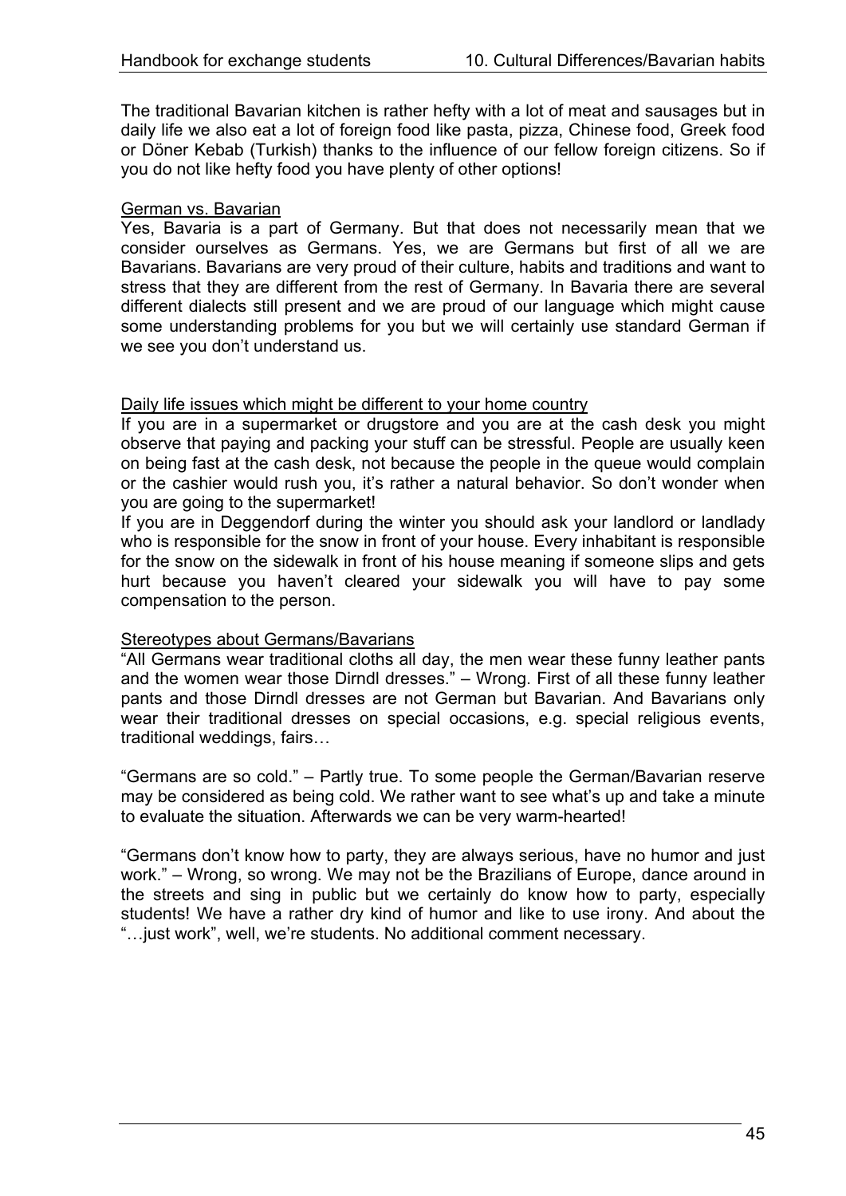The traditional Bavarian kitchen is rather hefty with a lot of meat and sausages but in daily life we also eat a lot of foreign food like pasta, pizza, Chinese food, Greek food or Döner Kebab (Turkish) thanks to the influence of our fellow foreign citizens. So if you do not like hefty food you have plenty of other options!

## German vs. Bavarian

Yes, Bavaria is a part of Germany. But that does not necessarily mean that we consider ourselves as Germans. Yes, we are Germans but first of all we are Bavarians. Bavarians are very proud of their culture, habits and traditions and want to stress that they are different from the rest of Germany. In Bavaria there are several different dialects still present and we are proud of our language which might cause some understanding problems for you but we will certainly use standard German if we see you don't understand us.

## Daily life issues which might be different to your home country

If you are in a supermarket or drugstore and you are at the cash desk you might observe that paying and packing your stuff can be stressful. People are usually keen on being fast at the cash desk, not because the people in the queue would complain or the cashier would rush you, it's rather a natural behavior. So don't wonder when you are going to the supermarket!

If you are in Deggendorf during the winter you should ask your landlord or landlady who is responsible for the snow in front of your house. Every inhabitant is responsible for the snow on the sidewalk in front of his house meaning if someone slips and gets hurt because you haven't cleared your sidewalk you will have to pay some compensation to the person.

## Stereotypes about Germans/Bavarians

"All Germans wear traditional cloths all day, the men wear these funny leather pants and the women wear those Dirndl dresses." – Wrong. First of all these funny leather pants and those Dirndl dresses are not German but Bavarian. And Bavarians only wear their traditional dresses on special occasions, e.g. special religious events, traditional weddings, fairs…

"Germans are so cold." – Partly true. To some people the German/Bavarian reserve may be considered as being cold. We rather want to see what's up and take a minute to evaluate the situation. Afterwards we can be very warm-hearted!

"Germans don't know how to party, they are always serious, have no humor and just work." – Wrong, so wrong. We may not be the Brazilians of Europe, dance around in the streets and sing in public but we certainly do know how to party, especially students! We have a rather dry kind of humor and like to use irony. And about the "…just work", well, we're students. No additional comment necessary.